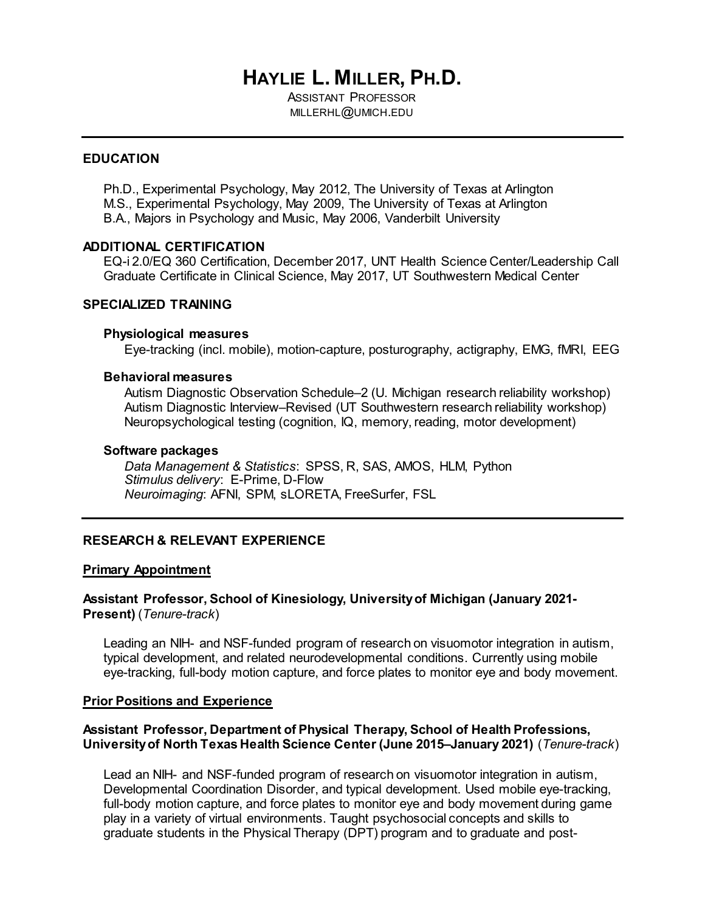# HAYLIE L. MILLER, PH.D.

ASSISTANT PROFESSOR
MILLERHL@UMICH.EDU

---

## EDUCATION

Ph.D., Experimental Psychology, May 2012, The University of Texas at Arlington
M.S., Experimental Psychology, May 2009, The University of Texas at Arlington
B.A., Majors in Psychology and Music, May 2006, Vanderbilt University

## ADDITIONAL CERTIFICATION

EQ-i 2.0/EQ 360 Certification, December 2017, UNT Health Science Center/Leadership Call
Graduate Certificate in Clinical Science, May 2017, UT Southwestern Medical Center

## SPECIALIZED TRAINING

### Physiological measures

Eye-tracking (incl. mobile), motion-capture, posturography, actigraphy, EMG, fMRI, EEG

### Behavioral measures

Autism Diagnostic Observation Schedule–2 (U. Michigan research reliability workshop)
Autism Diagnostic Interview–Revised (UT Southwestern research reliability workshop)
Neuropsychological testing (cognition, IQ, memory, reading, motor development)

### Software packages

*Data Management & Statistics*: SPSS, R, SAS, AMOS, HLM, Python
*Stimulus delivery*: E-Prime, D-Flow
*Neuroimaging*: AFNI, SPM, sLORETA, FreeSurfer, FSL

---

## RESEARCH & RELEVANT EXPERIENCE

### Primary Appointment

**Assistant Professor, School of Kinesiology, University of Michigan (January 2021-Present)** (*Tenure-track*)

Leading an NIH- and NSF-funded program of research on visuomotor integration in autism, typical development, and related neurodevelopmental conditions. Currently using mobile eye-tracking, full-body motion capture, and force plates to monitor eye and body movement.

### Prior Positions and Experience

**Assistant Professor, Department of Physical Therapy, School of Health Professions, University of North Texas Health Science Center (June 2015–January 2021)** (*Tenure-track*)

Lead an NIH- and NSF-funded program of research on visuomotor integration in autism, Developmental Coordination Disorder, and typical development. Used mobile eye-tracking, full-body motion capture, and force plates to monitor eye and body movement during game play in a variety of virtual environments. Taught psychosocial concepts and skills to graduate students in the Physical Therapy (DPT) program and to graduate and post-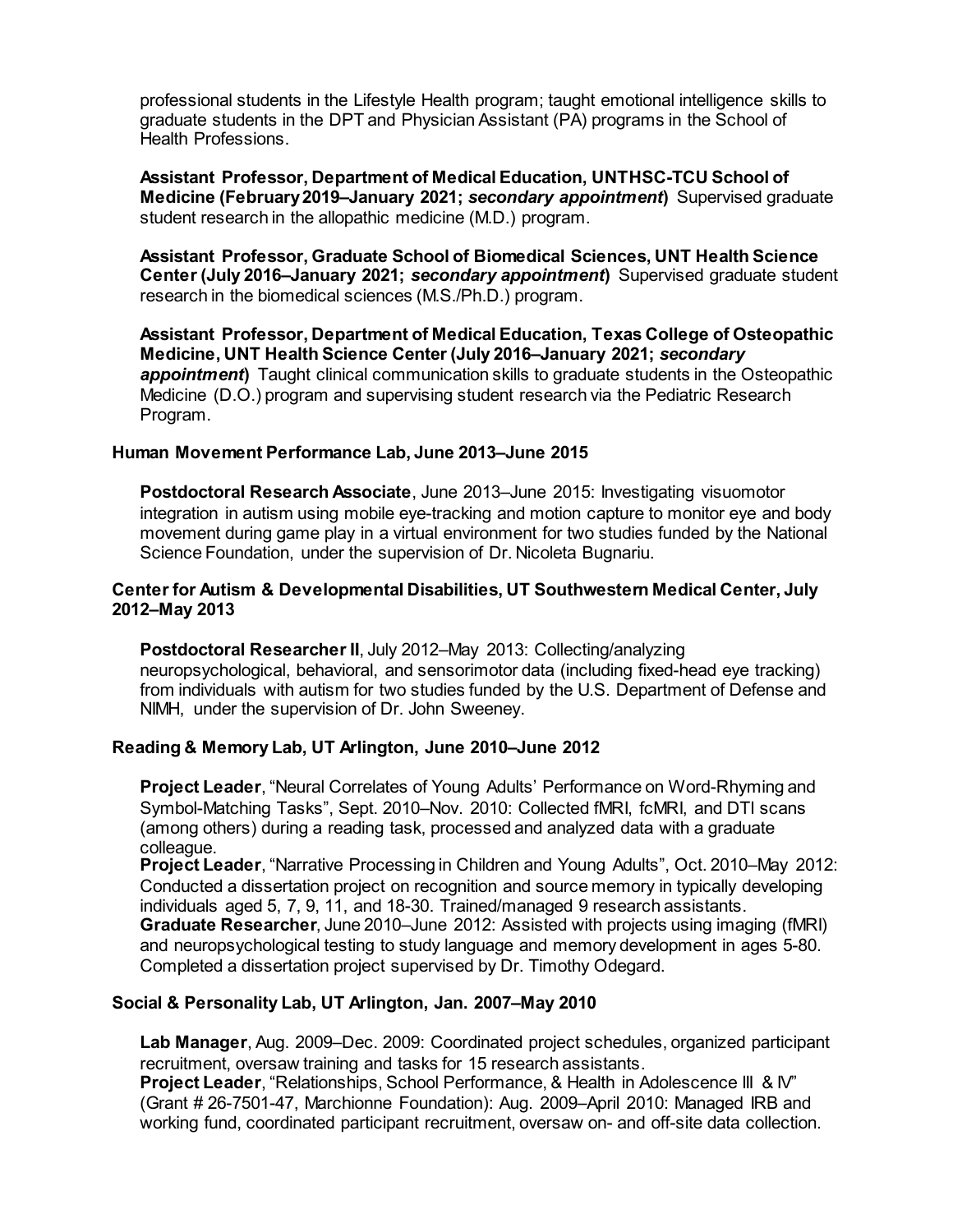professional students in the Lifestyle Health program; taught emotional intelligence skills to graduate students in the DPT and Physician Assistant (PA) programs in the School of Health Professions.

**Assistant Professor, Department of Medical Education, UNTHSC-TCU School of Medicine (February 2019–January 2021; *secondary appointment*)** Supervised graduate student research in the allopathic medicine (M.D.) program.

**Assistant Professor, Graduate School of Biomedical Sciences, UNT Health Science Center (July 2016–January 2021; *secondary appointment*)** Supervised graduate student research in the biomedical sciences (M.S./Ph.D.) program.

**Assistant Professor, Department of Medical Education, Texas College of Osteopathic Medicine, UNT Health Science Center (July 2016–January 2021; *secondary appointment*)** Taught clinical communication skills to graduate students in the Osteopathic Medicine (D.O.) program and supervising student research via the Pediatric Research Program.

### Human Movement Performance Lab, June 2013–June 2015

**Postdoctoral Research Associate**, June 2013–June 2015: Investigating visuomotor integration in autism using mobile eye-tracking and motion capture to monitor eye and body movement during game play in a virtual environment for two studies funded by the National Science Foundation, under the supervision of Dr. Nicoleta Bugnariu.

### Center for Autism & Developmental Disabilities, UT Southwestern Medical Center, July 2012–May 2013

**Postdoctoral Researcher II**, July 2012–May 2013: Collecting/analyzing neuropsychological, behavioral, and sensorimotor data (including fixed-head eye tracking) from individuals with autism for two studies funded by the U.S. Department of Defense and NIMH, under the supervision of Dr. John Sweeney.

### Reading & Memory Lab, UT Arlington, June 2010–June 2012

**Project Leader**, "Neural Correlates of Young Adults' Performance on Word-Rhyming and Symbol-Matching Tasks", Sept. 2010–Nov. 2010: Collected fMRI, fcMRI, and DTI scans (among others) during a reading task, processed and analyzed data with a graduate colleague.
**Project Leader**, "Narrative Processing in Children and Young Adults", Oct. 2010–May 2012: Conducted a dissertation project on recognition and source memory in typically developing individuals aged 5, 7, 9, 11, and 18-30. Trained/managed 9 research assistants.
**Graduate Researcher**, June 2010–June 2012: Assisted with projects using imaging (fMRI) and neuropsychological testing to study language and memory development in ages 5-80. Completed a dissertation project supervised by Dr. Timothy Odegard.

### Social & Personality Lab, UT Arlington, Jan. 2007–May 2010

**Lab Manager**, Aug. 2009–Dec. 2009: Coordinated project schedules, organized participant recruitment, oversaw training and tasks for 15 research assistants.
**Project Leader**, "Relationships, School Performance, & Health in Adolescence III & IV" (Grant # 26-7501-47, Marchionne Foundation): Aug. 2009–April 2010: Managed IRB and working fund, coordinated participant recruitment, oversaw on- and off-site data collection.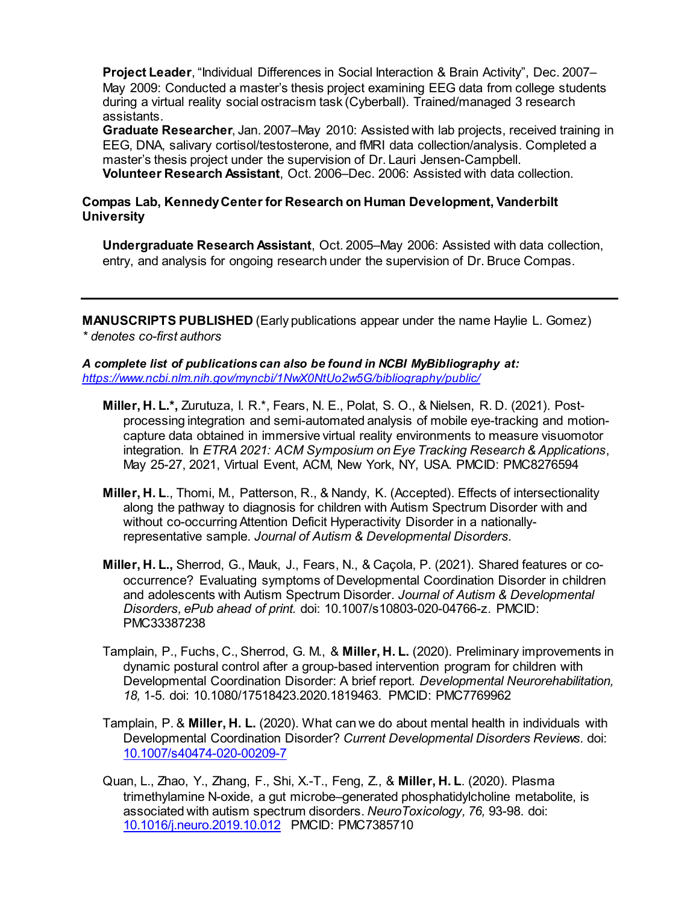**Project Leader**, "Individual Differences in Social Interaction & Brain Activity", Dec. 2007–May 2009: Conducted a master's thesis project examining EEG data from college students during a virtual reality social ostracism task (Cyberball). Trained/managed 3 research assistants.
**Graduate Researcher**, Jan. 2007–May 2010: Assisted with lab projects, received training in EEG, DNA, salivary cortisol/testosterone, and fMRI data collection/analysis. Completed a master's thesis project under the supervision of Dr. Lauri Jensen-Campbell.
**Volunteer Research Assistant**, Oct. 2006–Dec. 2006: Assisted with data collection.

**Compas Lab, Kennedy Center for Research on Human Development, Vanderbilt University**

**Undergraduate Research Assistant**, Oct. 2005–May 2006: Assisted with data collection, entry, and analysis for ongoing research under the supervision of Dr. Bruce Compas.

---

**MANUSCRIPTS PUBLISHED** (Early publications appear under the name Haylie L. Gomez)
*\* denotes co-first authors*

***A complete list of publications can also be found in NCBI MyBibliography at:***
*https://www.ncbi.nlm.nih.gov/myncbi/1NwX0NtUo2w5G/bibliography/public/*

**Miller, H. L.\*,** Zurutuza, I. R.\*, Fears, N. E., Polat, S. O., & Nielsen, R. D. (2021). Post-processing integration and semi-automated analysis of mobile eye-tracking and motion-capture data obtained in immersive virtual reality environments to measure visuomotor integration. In *ETRA 2021: ACM Symposium on Eye Tracking Research & Applications*, May 25-27, 2021, Virtual Event, ACM, New York, NY, USA. PMCID: PMC8276594

**Miller, H. L**., Thomi, M., Patterson, R., & Nandy, K. (Accepted). Effects of intersectionality along the pathway to diagnosis for children with Autism Spectrum Disorder with and without co-occurring Attention Deficit Hyperactivity Disorder in a nationally-representative sample. *Journal of Autism & Developmental Disorders.*

**Miller, H. L.,** Sherrod, G., Mauk, J., Fears, N., & Caçola, P. (2021). Shared features or co-occurrence? Evaluating symptoms of Developmental Coordination Disorder in children and adolescents with Autism Spectrum Disorder. *Journal of Autism & Developmental Disorders, ePub ahead of print.* doi: 10.1007/s10803-020-04766-z. PMCID: PMC33387238

Tamplain, P., Fuchs, C., Sherrod, G. M., & **Miller, H. L.** (2020). Preliminary improvements in dynamic postural control after a group-based intervention program for children with Developmental Coordination Disorder: A brief report. *Developmental Neurorehabilitation, 18,* 1-5. doi: 10.1080/17518423.2020.1819463. PMCID: PMC7769962

Tamplain, P. & **Miller, H. L.** (2020). What can we do about mental health in individuals with Developmental Coordination Disorder? *Current Developmental Disorders Reviews.* doi: 10.1007/s40474-020-00209-7

Quan, L., Zhao, Y., Zhang, F., Shi, X.-T., Feng, Z., & **Miller, H. L**. (2020). Plasma trimethylamine N-oxide, a gut microbe–generated phosphatidylcholine metabolite, is associated with autism spectrum disorders. *NeuroToxicology, 76,* 93-98. doi: 10.1016/j.neuro.2019.10.012 PMCID: PMC7385710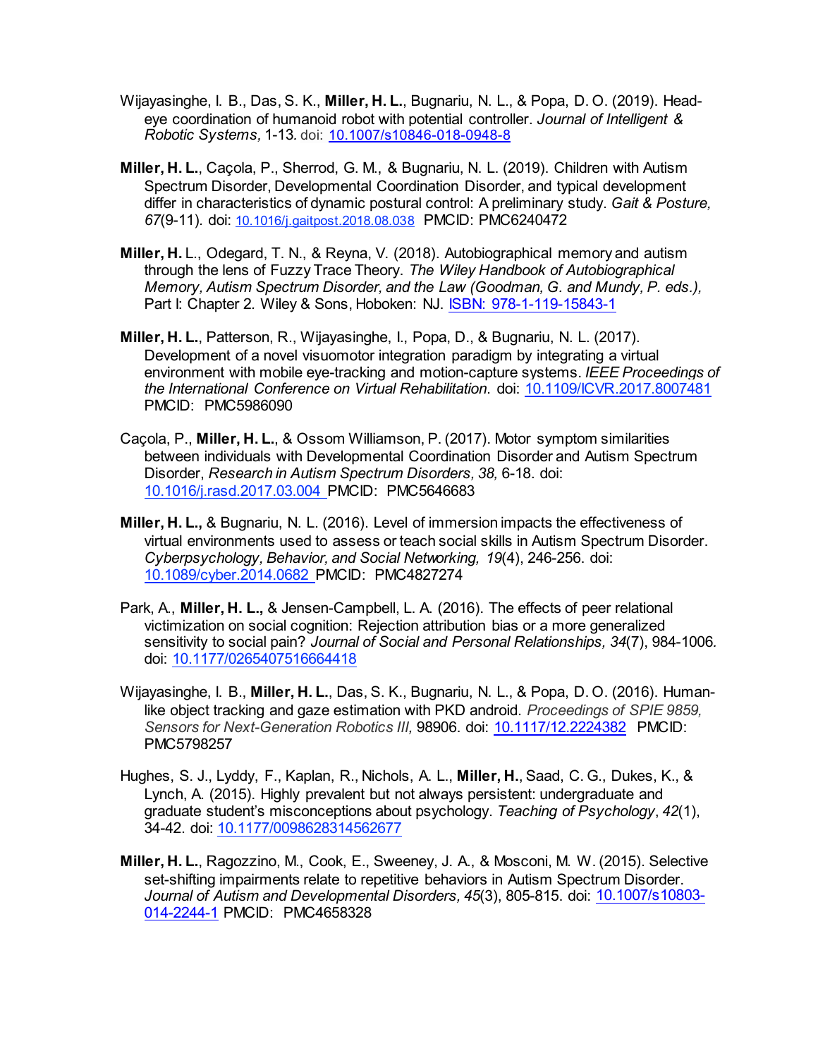Wijayasinghe, I. B., Das, S. K., **Miller, H. L.**, Bugnariu, N. L., & Popa, D. O. (2019). Head-eye coordination of humanoid robot with potential controller. *Journal of Intelligent & Robotic Systems,* 1-13. doi: 10.1007/s10846-018-0948-8

**Miller, H. L.**, Caçola, P., Sherrod, G. M., & Bugnariu, N. L. (2019). Children with Autism Spectrum Disorder, Developmental Coordination Disorder, and typical development differ in characteristics of dynamic postural control: A preliminary study. *Gait & Posture, 67*(9-11). doi: 10.1016/j.gaitpost.2018.08.038 PMCID: PMC6240472

**Miller, H.** L., Odegard, T. N., & Reyna, V. (2018). Autobiographical memory and autism through the lens of Fuzzy Trace Theory. *The Wiley Handbook of Autobiographical Memory, Autism Spectrum Disorder, and the Law (Goodman, G. and Mundy, P. eds.),* Part I: Chapter 2. Wiley & Sons, Hoboken: NJ. ISBN: 978-1-119-15843-1

**Miller, H. L.**, Patterson, R., Wijayasinghe, I., Popa, D., & Bugnariu, N. L. (2017). Development of a novel visuomotor integration paradigm by integrating a virtual environment with mobile eye-tracking and motion-capture systems. *IEEE Proceedings of the International Conference on Virtual Rehabilitation*. doi: 10.1109/ICVR.2017.8007481 PMCID: PMC5986090

Caçola, P., **Miller, H. L.**, & Ossom Williamson, P. (2017). Motor symptom similarities between individuals with Developmental Coordination Disorder and Autism Spectrum Disorder, *Research in Autism Spectrum Disorders, 38,* 6-18. doi: 10.1016/j.rasd.2017.03.004 PMCID: PMC5646683

**Miller, H. L.,** & Bugnariu, N. L. (2016). Level of immersion impacts the effectiveness of virtual environments used to assess or teach social skills in Autism Spectrum Disorder. *Cyberpsychology, Behavior, and Social Networking, 19*(4), 246-256. doi: 10.1089/cyber.2014.0682 PMCID: PMC4827274

Park, A., **Miller, H. L.,** & Jensen-Campbell, L. A. (2016). The effects of peer relational victimization on social cognition: Rejection attribution bias or a more generalized sensitivity to social pain? *Journal of Social and Personal Relationships, 34*(7), 984-1006. doi: 10.1177/0265407516664418

Wijayasinghe, I. B., **Miller, H. L.**, Das, S. K., Bugnariu, N. L., & Popa, D. O. (2016). Human-like object tracking and gaze estimation with PKD android. *Proceedings of SPIE 9859, Sensors for Next-Generation Robotics III,* 98906. doi: 10.1117/12.2224382 PMCID: PMC5798257

Hughes, S. J., Lyddy, F., Kaplan, R., Nichols, A. L., **Miller, H.**, Saad, C. G., Dukes, K., & Lynch, A. (2015). Highly prevalent but not always persistent: undergraduate and graduate student's misconceptions about psychology. *Teaching of Psychology*, *42*(1), 34-42. doi: 10.1177/0098628314562677

**Miller, H. L.**, Ragozzino, M., Cook, E., Sweeney, J. A., & Mosconi, M. W. (2015). Selective set-shifting impairments relate to repetitive behaviors in Autism Spectrum Disorder. *Journal of Autism and Developmental Disorders, 45*(3), 805-815. doi: 10.1007/s10803-014-2244-1 PMCID: PMC4658328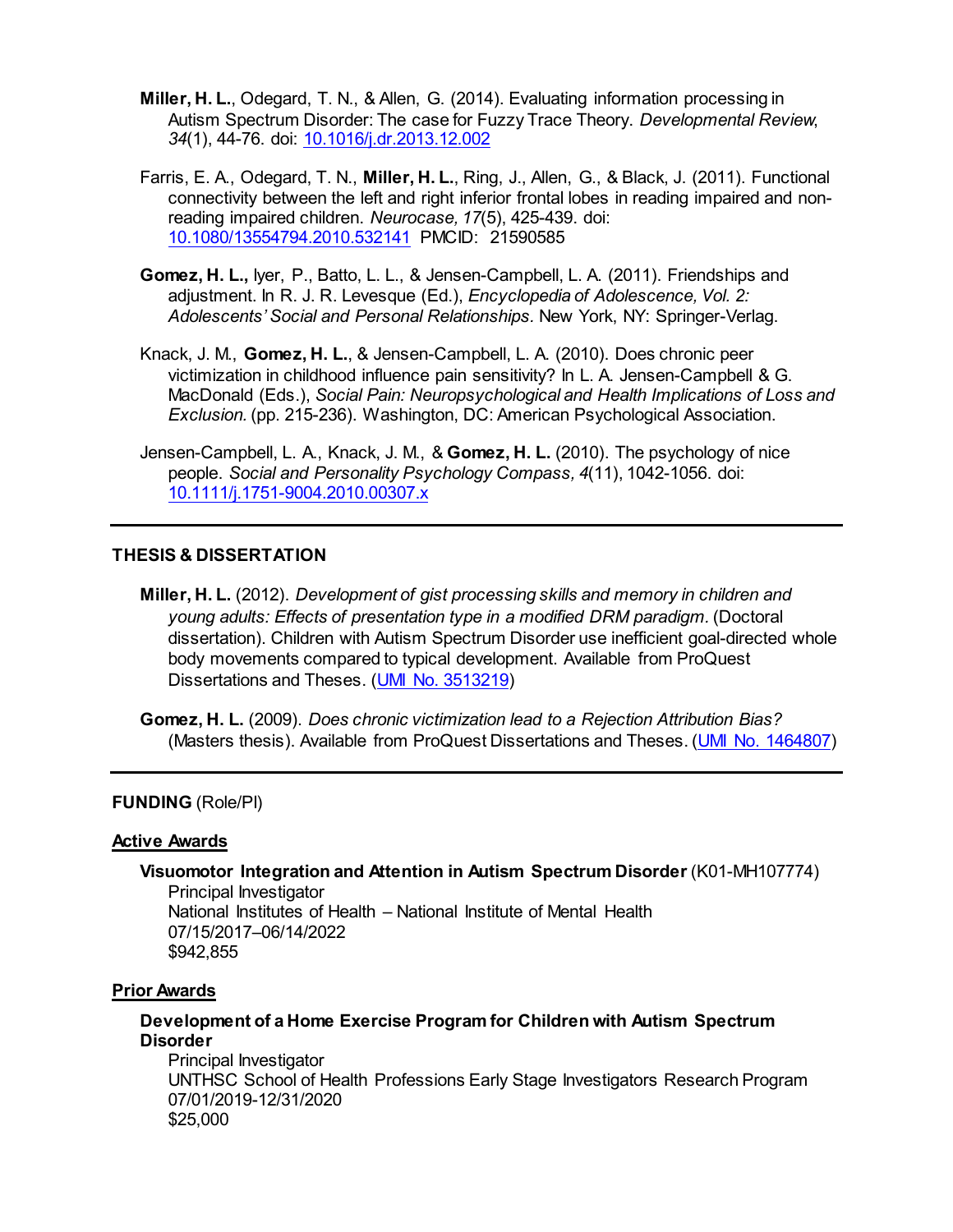**Miller, H. L.**, Odegard, T. N., & Allen, G. (2014). Evaluating information processing in Autism Spectrum Disorder: The case for Fuzzy Trace Theory. *Developmental Review*, *34*(1), 44-76. doi: [10.1016/j.dr.2013.12.002](10.1016/j.dr.2013.12.002)

Farris, E. A., Odegard, T. N., **Miller, H. L.**, Ring, J., Allen, G., & Black, J. (2011). Functional connectivity between the left and right inferior frontal lobes in reading impaired and non-reading impaired children. *Neurocase, 17*(5), 425-439. doi: [10.1080/13554794.2010.532141](10.1080/13554794.2010.532141) PMCID: 21590585

**Gomez, H. L.,** Iyer, P., Batto, L. L., & Jensen-Campbell, L. A. (2011). Friendships and adjustment. In R. J. R. Levesque (Ed.), *Encyclopedia of Adolescence, Vol. 2: Adolescents' Social and Personal Relationships*. New York, NY: Springer-Verlag.

Knack, J. M., **Gomez, H. L.**, & Jensen-Campbell, L. A. (2010). Does chronic peer victimization in childhood influence pain sensitivity? In L. A. Jensen-Campbell & G. MacDonald (Eds.), *Social Pain: Neuropsychological and Health Implications of Loss and Exclusion.* (pp. 215-236). Washington, DC: American Psychological Association.

Jensen-Campbell, L. A., Knack, J. M., & **Gomez, H. L.** (2010). The psychology of nice people. *Social and Personality Psychology Compass, 4*(11), 1042-1056. doi: [10.1111/j.1751-9004.2010.00307.x](10.1111/j.1751-9004.2010.00307.x)

---

## THESIS & DISSERTATION

**Miller, H. L.** (2012). *Development of gist processing skills and memory in children and young adults: Effects of presentation type in a modified DRM paradigm.* (Doctoral dissertation). Children with Autism Spectrum Disorder use inefficient goal-directed whole body movements compared to typical development. Available from ProQuest Dissertations and Theses. (UMI No. 3513219)

**Gomez, H. L.** (2009). *Does chronic victimization lead to a Rejection Attribution Bias?* (Masters thesis). Available from ProQuest Dissertations and Theses. (UMI No. 1464807)

---

## FUNDING (Role/PI)

### Active Awards

**Visuomotor Integration and Attention in Autism Spectrum Disorder** (K01-MH107774)
Principal Investigator
National Institutes of Health – National Institute of Mental Health
07/15/2017–06/14/2022
$942,855

### Prior Awards

**Development of a Home Exercise Program for Children with Autism Spectrum Disorder**
Principal Investigator
UNTHSC School of Health Professions Early Stage Investigators Research Program
07/01/2019-12/31/2020
$25,000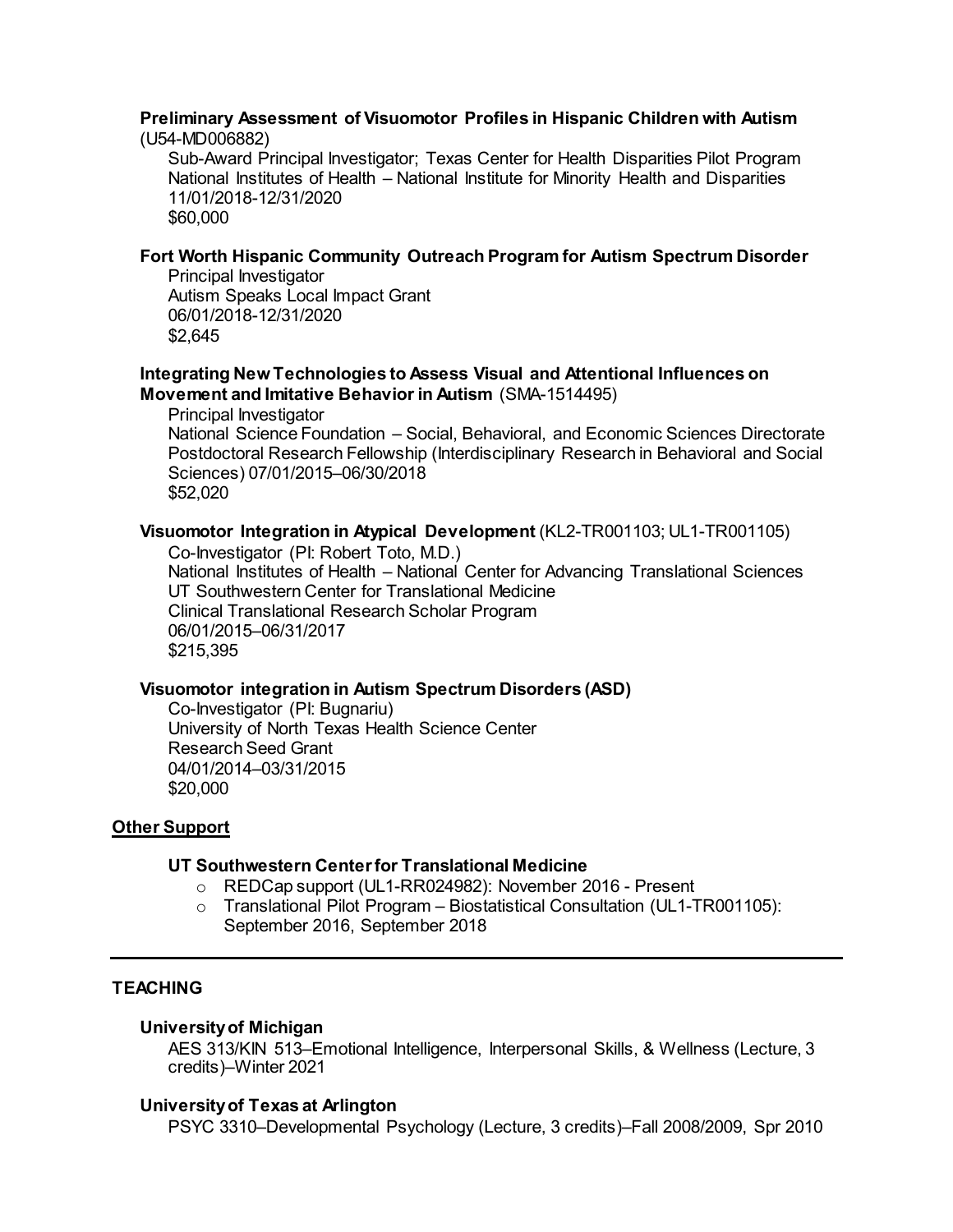**Preliminary Assessment of Visuomotor Profiles in Hispanic Children with Autism** (U54-MD006882)

Sub-Award Principal Investigator; Texas Center for Health Disparities Pilot Program
National Institutes of Health – National Institute for Minority Health and Disparities
11/01/2018-12/31/2020
$60,000

**Fort Worth Hispanic Community Outreach Program for Autism Spectrum Disorder**

Principal Investigator
Autism Speaks Local Impact Grant
06/01/2018-12/31/2020
$2,645

**Integrating New Technologies to Assess Visual and Attentional Influences on Movement and Imitative Behavior in Autism** (SMA-1514495)

Principal Investigator
National Science Foundation – Social, Behavioral, and Economic Sciences Directorate Postdoctoral Research Fellowship (Interdisciplinary Research in Behavioral and Social Sciences) 07/01/2015–06/30/2018
$52,020

**Visuomotor Integration in Atypical Development** (KL2-TR001103; UL1-TR001105)

Co-Investigator (PI: Robert Toto, M.D.)
National Institutes of Health – National Center for Advancing Translational Sciences
UT Southwestern Center for Translational Medicine
Clinical Translational Research Scholar Program
06/01/2015–06/31/2017
$215,395

**Visuomotor integration in Autism Spectrum Disorders (ASD)**

Co-Investigator (PI: Bugnariu)
University of North Texas Health Science Center
Research Seed Grant
04/01/2014–03/31/2015
$20,000

## Other Support

**UT Southwestern Center for Translational Medicine**

- REDCap support (UL1-RR024982): November 2016 - Present
- Translational Pilot Program – Biostatistical Consultation (UL1-TR001105): September 2016, September 2018

---

## TEACHING

**University of Michigan**

AES 313/KIN 513–Emotional Intelligence, Interpersonal Skills, & Wellness (Lecture, 3 credits)–Winter 2021

**University of Texas at Arlington**

PSYC 3310–Developmental Psychology (Lecture, 3 credits)–Fall 2008/2009, Spr 2010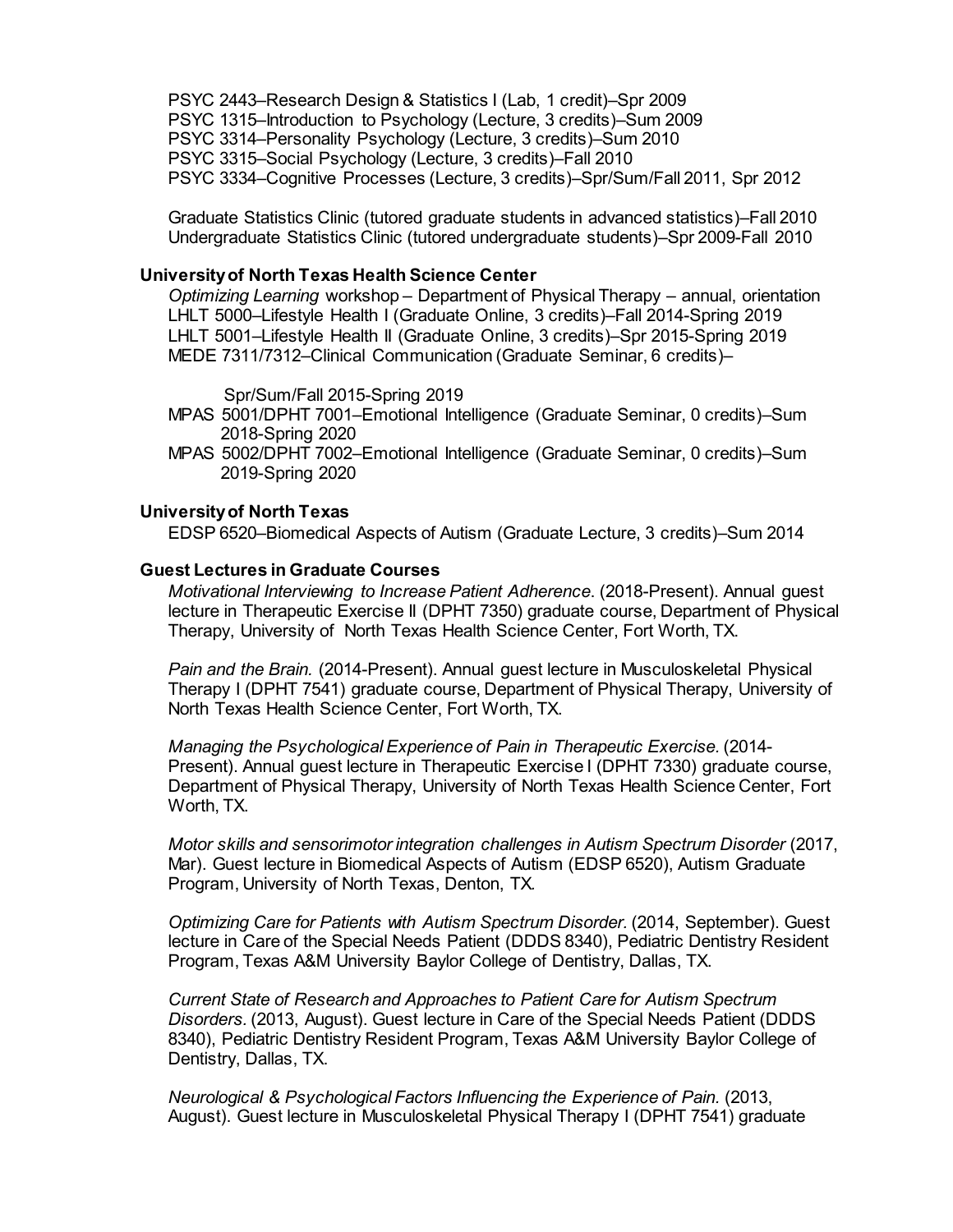PSYC 2443–Research Design & Statistics I (Lab, 1 credit)–Spr 2009
PSYC 1315–Introduction to Psychology (Lecture, 3 credits)–Sum 2009
PSYC 3314–Personality Psychology (Lecture, 3 credits)–Sum 2010
PSYC 3315–Social Psychology (Lecture, 3 credits)–Fall 2010
PSYC 3334–Cognitive Processes (Lecture, 3 credits)–Spr/Sum/Fall 2011, Spr 2012

Graduate Statistics Clinic (tutored graduate students in advanced statistics)–Fall 2010
Undergraduate Statistics Clinic (tutored undergraduate students)–Spr 2009-Fall 2010

**University of North Texas Health Science Center**

*Optimizing Learning* workshop – Department of Physical Therapy – annual, orientation
LHLT 5000–Lifestyle Health I (Graduate Online, 3 credits)–Fall 2014-Spring 2019
LHLT 5001–Lifestyle Health II (Graduate Online, 3 credits)–Spr 2015-Spring 2019
MEDE 7311/7312–Clinical Communication (Graduate Seminar, 6 credits)–
Spr/Sum/Fall 2015-Spring 2019
MPAS 5001/DPHT 7001–Emotional Intelligence (Graduate Seminar, 0 credits)–Sum 2018-Spring 2020
MPAS 5002/DPHT 7002–Emotional Intelligence (Graduate Seminar, 0 credits)–Sum 2019-Spring 2020

**University of North Texas**

EDSP 6520–Biomedical Aspects of Autism (Graduate Lecture, 3 credits)–Sum 2014

**Guest Lectures in Graduate Courses**

*Motivational Interviewing to Increase Patient Adherence*. (2018-Present). Annual guest lecture in Therapeutic Exercise II (DPHT 7350) graduate course, Department of Physical Therapy, University of North Texas Health Science Center, Fort Worth, TX.

*Pain and the Brain.* (2014-Present). Annual guest lecture in Musculoskeletal Physical Therapy I (DPHT 7541) graduate course, Department of Physical Therapy, University of North Texas Health Science Center, Fort Worth, TX.

*Managing the Psychological Experience of Pain in Therapeutic Exercise.* (2014-Present). Annual guest lecture in Therapeutic Exercise I (DPHT 7330) graduate course, Department of Physical Therapy, University of North Texas Health Science Center, Fort Worth, TX.

*Motor skills and sensorimotor integration challenges in Autism Spectrum Disorder* (2017, Mar). Guest lecture in Biomedical Aspects of Autism (EDSP 6520), Autism Graduate Program, University of North Texas, Denton, TX.

*Optimizing Care for Patients with Autism Spectrum Disorder.* (2014, September). Guest lecture in Care of the Special Needs Patient (DDDS 8340), Pediatric Dentistry Resident Program, Texas A&M University Baylor College of Dentistry, Dallas, TX.

*Current State of Research and Approaches to Patient Care for Autism Spectrum Disorders.* (2013, August). Guest lecture in Care of the Special Needs Patient (DDDS 8340), Pediatric Dentistry Resident Program, Texas A&M University Baylor College of Dentistry, Dallas, TX.

*Neurological & Psychological Factors Influencing the Experience of Pain.* (2013, August). Guest lecture in Musculoskeletal Physical Therapy I (DPHT 7541) graduate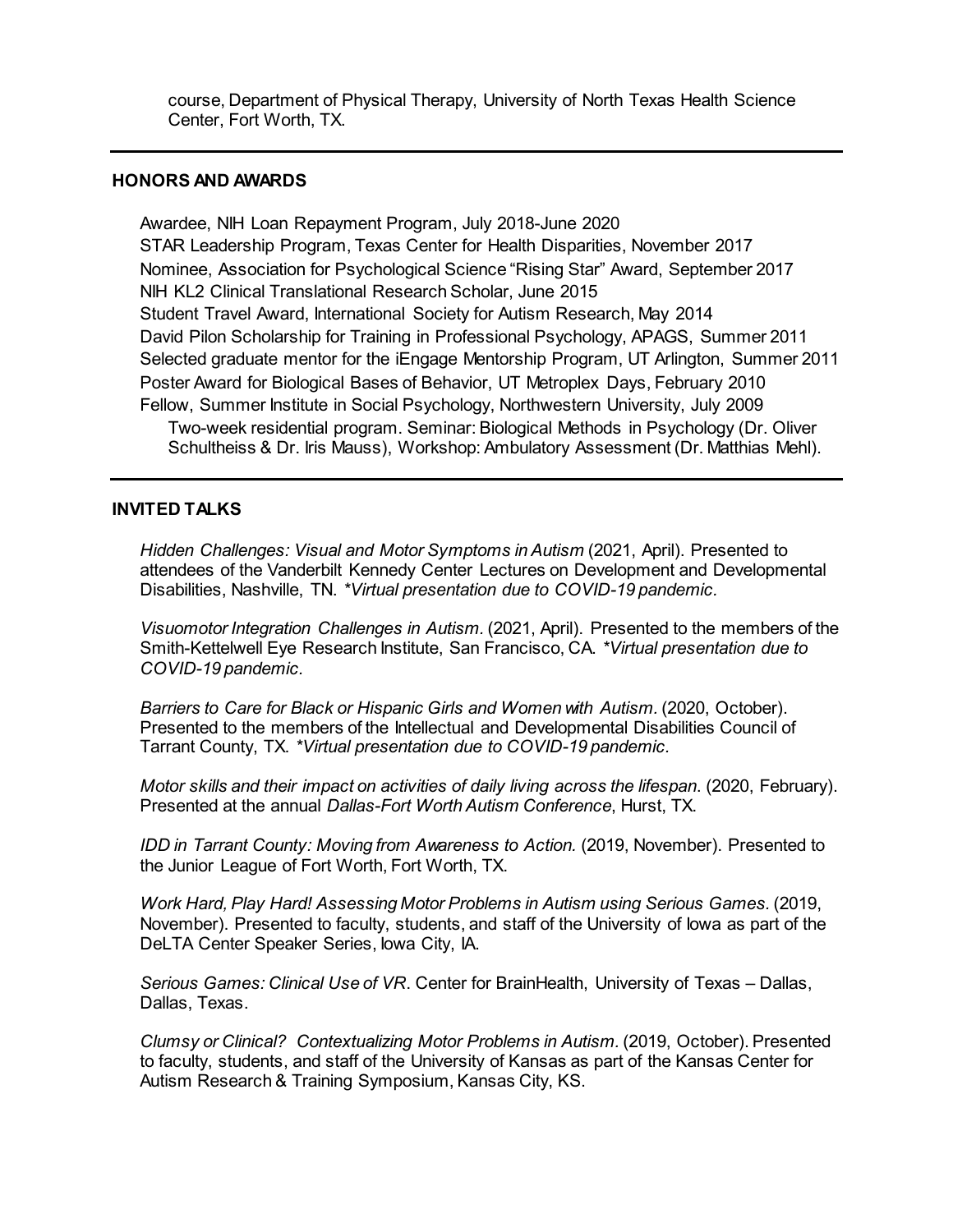course, Department of Physical Therapy, University of North Texas Health Science Center, Fort Worth, TX.

---

## HONORS AND AWARDS

Awardee, NIH Loan Repayment Program, July 2018-June 2020
STAR Leadership Program, Texas Center for Health Disparities, November 2017
Nominee, Association for Psychological Science "Rising Star" Award, September 2017
NIH KL2 Clinical Translational Research Scholar, June 2015
Student Travel Award, International Society for Autism Research, May 2014
David Pilon Scholarship for Training in Professional Psychology, APAGS, Summer 2011
Selected graduate mentor for the iEngage Mentorship Program, UT Arlington, Summer 2011
Poster Award for Biological Bases of Behavior, UT Metroplex Days, February 2010
Fellow, Summer Institute in Social Psychology, Northwestern University, July 2009
Two-week residential program. Seminar: Biological Methods in Psychology (Dr. Oliver Schultheiss & Dr. Iris Mauss), Workshop: Ambulatory Assessment (Dr. Matthias Mehl).

---

## INVITED TALKS

*Hidden Challenges: Visual and Motor Symptoms in Autism* (2021, April). Presented to attendees of the Vanderbilt Kennedy Center Lectures on Development and Developmental Disabilities, Nashville, TN. *\*Virtual presentation due to COVID-19 pandemic.*

*Visuomotor Integration Challenges in Autism*. (2021, April). Presented to the members of the Smith-Kettelwell Eye Research Institute, San Francisco, CA. *\*Virtual presentation due to COVID-19 pandemic.*

*Barriers to Care for Black or Hispanic Girls and Women with Autism*. (2020, October). Presented to the members of the Intellectual and Developmental Disabilities Council of Tarrant County, TX. *\*Virtual presentation due to COVID-19 pandemic.*

*Motor skills and their impact on activities of daily living across the lifespan*. (2020, February). Presented at the annual *Dallas-Fort Worth Autism Conference*, Hurst, TX.

*IDD in Tarrant County: Moving from Awareness to Action.* (2019, November). Presented to the Junior League of Fort Worth, Fort Worth, TX.

*Work Hard, Play Hard! Assessing Motor Problems in Autism using Serious Games.* (2019, November). Presented to faculty, students, and staff of the University of Iowa as part of the DeLTA Center Speaker Series, Iowa City, IA.

*Serious Games: Clinical Use of VR*. Center for BrainHealth, University of Texas – Dallas, Dallas, Texas.

*Clumsy or Clinical? Contextualizing Motor Problems in Autism.* (2019, October). Presented to faculty, students, and staff of the University of Kansas as part of the Kansas Center for Autism Research & Training Symposium, Kansas City, KS.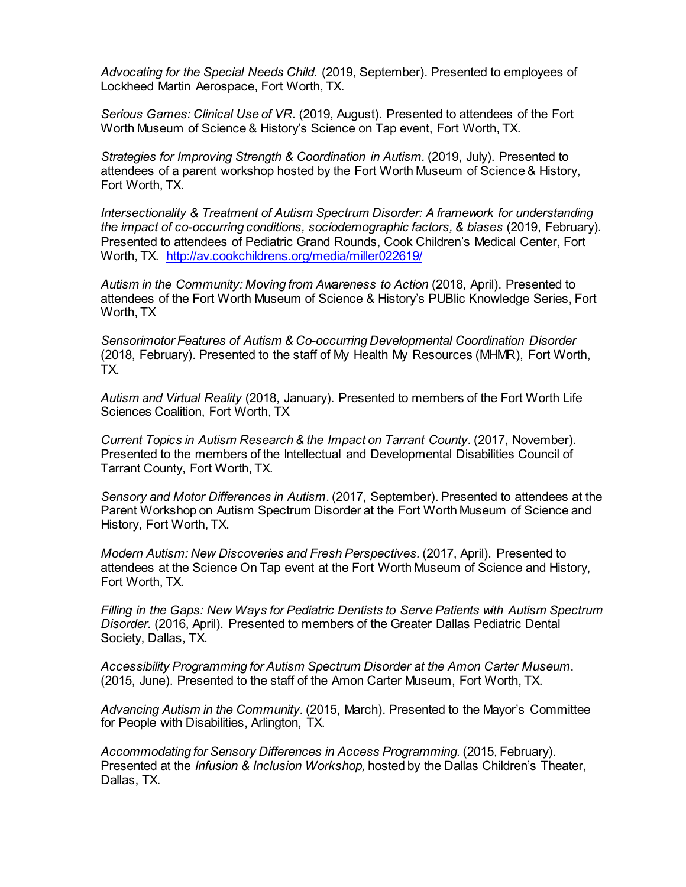*Advocating for the Special Needs Child.* (2019, September). Presented to employees of Lockheed Martin Aerospace, Fort Worth, TX.

*Serious Games: Clinical Use of VR.* (2019, August). Presented to attendees of the Fort Worth Museum of Science & History's Science on Tap event, Fort Worth, TX.

*Strategies for Improving Strength & Coordination in Autism.* (2019, July). Presented to attendees of a parent workshop hosted by the Fort Worth Museum of Science & History, Fort Worth, TX.

*Intersectionality & Treatment of Autism Spectrum Disorder: A framework for understanding the impact of co-occurring conditions, sociodemographic factors, & biases* (2019, February). Presented to attendees of Pediatric Grand Rounds, Cook Children's Medical Center, Fort Worth, TX. [http://av.cookchildrens.org/media/miller022619/](http://av.cookchildrens.org/media/miller022619/)

*Autism in the Community: Moving from Awareness to Action* (2018, April). Presented to attendees of the Fort Worth Museum of Science & History's PUBlic Knowledge Series, Fort Worth, TX

*Sensorimotor Features of Autism & Co-occurring Developmental Coordination Disorder* (2018, February). Presented to the staff of My Health My Resources (MHMR), Fort Worth, TX.

*Autism and Virtual Reality* (2018, January). Presented to members of the Fort Worth Life Sciences Coalition, Fort Worth, TX

*Current Topics in Autism Research & the Impact on Tarrant County.* (2017, November). Presented to the members of the Intellectual and Developmental Disabilities Council of Tarrant County, Fort Worth, TX.

*Sensory and Motor Differences in Autism.* (2017, September). Presented to attendees at the Parent Workshop on Autism Spectrum Disorder at the Fort Worth Museum of Science and History, Fort Worth, TX.

*Modern Autism: New Discoveries and Fresh Perspectives.* (2017, April). Presented to attendees at the Science On Tap event at the Fort Worth Museum of Science and History, Fort Worth, TX.

*Filling in the Gaps: New Ways for Pediatric Dentists to Serve Patients with Autism Spectrum Disorder.* (2016, April). Presented to members of the Greater Dallas Pediatric Dental Society, Dallas, TX.

*Accessibility Programming for Autism Spectrum Disorder at the Amon Carter Museum.* (2015, June). Presented to the staff of the Amon Carter Museum, Fort Worth, TX.

*Advancing Autism in the Community.* (2015, March). Presented to the Mayor's Committee for People with Disabilities, Arlington, TX.

*Accommodating for Sensory Differences in Access Programming.* (2015, February). Presented at the *Infusion & Inclusion Workshop,* hosted by the Dallas Children's Theater, Dallas, TX.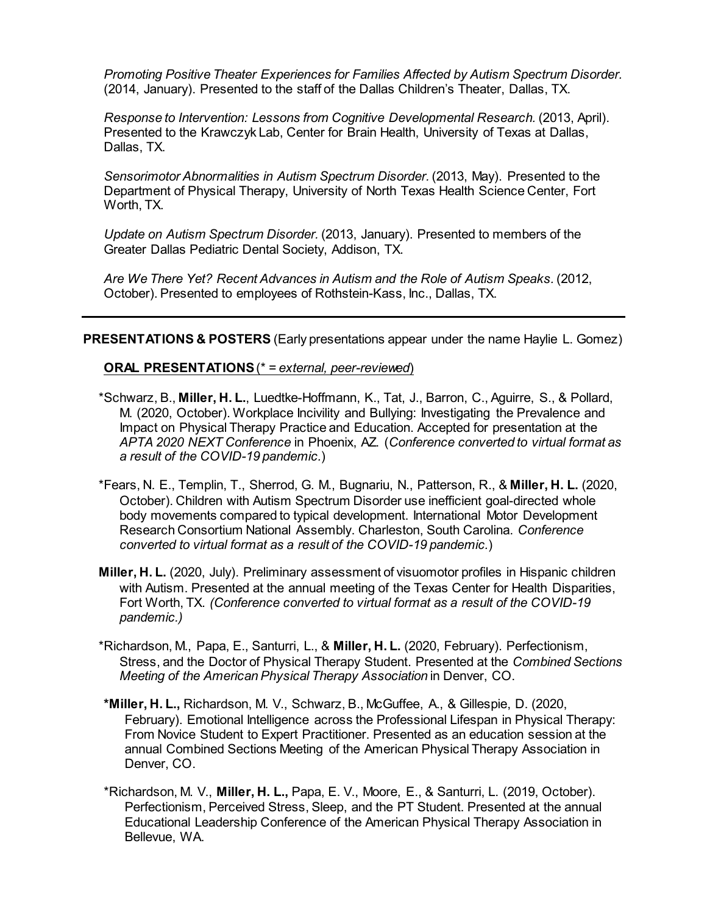*Promoting Positive Theater Experiences for Families Affected by Autism Spectrum Disorder.* (2014, January). Presented to the staff of the Dallas Children's Theater, Dallas, TX.

*Response to Intervention: Lessons from Cognitive Developmental Research.* (2013, April). Presented to the Krawczyk Lab, Center for Brain Health, University of Texas at Dallas, Dallas, TX.

*Sensorimotor Abnormalities in Autism Spectrum Disorder.* (2013, May). Presented to the Department of Physical Therapy, University of North Texas Health Science Center, Fort Worth, TX.

*Update on Autism Spectrum Disorder.* (2013, January). Presented to members of the Greater Dallas Pediatric Dental Society, Addison, TX.

*Are We There Yet? Recent Advances in Autism and the Role of Autism Speaks.* (2012, October). Presented to employees of Rothstein-Kass, Inc., Dallas, TX.

---

## PRESENTATIONS & POSTERS (Early presentations appear under the name Haylie L. Gomez)

### ORAL PRESENTATIONS (* = *external, peer-reviewed*)

*Schwarz, B., **Miller, H. L.**, Luedtke-Hoffmann, K., Tat, J., Barron, C., Aguirre, S., & Pollard, M. (2020, October). Workplace Incivility and Bullying: Investigating the Prevalence and Impact on Physical Therapy Practice and Education. Accepted for presentation at the *APTA 2020 NEXT Conference* in Phoenix, AZ. (*Conference converted to virtual format as a result of the COVID-19 pandemic.*)

*Fears, N. E., Templin, T., Sherrod, G. M., Bugnariu, N., Patterson, R., & **Miller, H. L.** (2020, October). Children with Autism Spectrum Disorder use inefficient goal-directed whole body movements compared to typical development. International Motor Development Research Consortium National Assembly. Charleston, South Carolina. *Conference converted to virtual format as a result of the COVID-19 pandemic.*)

**Miller, H. L.** (2020, July). Preliminary assessment of visuomotor profiles in Hispanic children with Autism. Presented at the annual meeting of the Texas Center for Health Disparities, Fort Worth, TX. *(Conference converted to virtual format as a result of the COVID-19 pandemic.)*

*Richardson, M., Papa, E., Santurri, L., & **Miller, H. L.** (2020, February). Perfectionism, Stress, and the Doctor of Physical Therapy Student. Presented at the *Combined Sections Meeting of the American Physical Therapy Association* in Denver, CO.

***Miller, H. L.,** Richardson, M. V., Schwarz, B., McGuffee, A., & Gillespie, D. (2020, February). Emotional Intelligence across the Professional Lifespan in Physical Therapy: From Novice Student to Expert Practitioner. Presented as an education session at the annual Combined Sections Meeting of the American Physical Therapy Association in Denver, CO.

*Richardson, M. V., **Miller, H. L.,** Papa, E. V., Moore, E., & Santurri, L. (2019, October). Perfectionism, Perceived Stress, Sleep, and the PT Student. Presented at the annual Educational Leadership Conference of the American Physical Therapy Association in Bellevue, WA.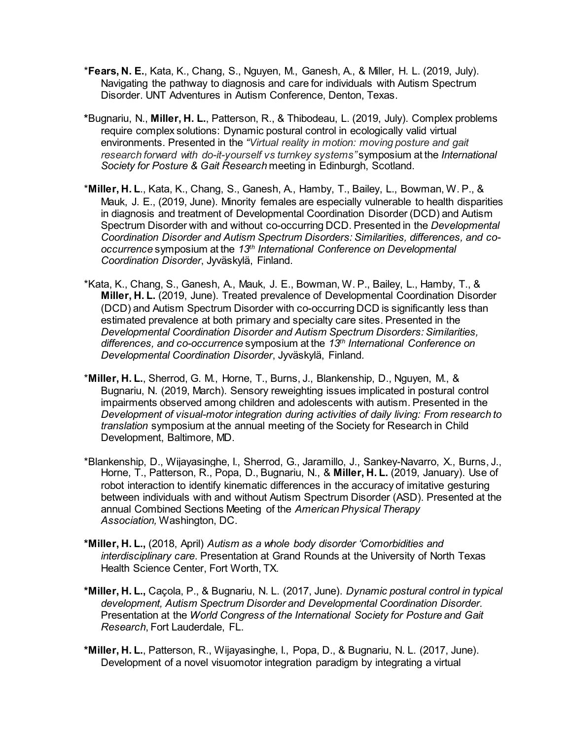\***Fears, N. E.**, Kata, K., Chang, S., Nguyen, M., Ganesh, A., & Miller, H. L. (2019, July). Navigating the pathway to diagnosis and care for individuals with Autism Spectrum Disorder. UNT Adventures in Autism Conference, Denton, Texas.

**\***Bugnariu, N., **Miller, H. L.**, Patterson, R., & Thibodeau, L. (2019, July). Complex problems require complex solutions: Dynamic postural control in ecologically valid virtual environments. Presented in the *"Virtual reality in motion: moving posture and gait research forward with do-it-yourself vs turnkey systems"* symposium at the *International Society for Posture & Gait Research* meeting in Edinburgh, Scotland.

\***Miller, H. L**., Kata, K., Chang, S., Ganesh, A., Hamby, T., Bailey, L., Bowman, W. P., & Mauk, J. E., (2019, June). Minority females are especially vulnerable to health disparities in diagnosis and treatment of Developmental Coordination Disorder (DCD) and Autism Spectrum Disorder with and without co-occurring DCD. Presented in the *Developmental Coordination Disorder and Autism Spectrum Disorders: Similarities, differences, and co-occurrence* symposium at the *13th International Conference on Developmental Coordination Disorder*, Jyväskylä, Finland.

\*Kata, K., Chang, S., Ganesh, A., Mauk, J. E., Bowman, W. P., Bailey, L., Hamby, T., & **Miller, H. L.** (2019, June). Treated prevalence of Developmental Coordination Disorder (DCD) and Autism Spectrum Disorder with co-occurring DCD is significantly less than estimated prevalence at both primary and specialty care sites. Presented in the *Developmental Coordination Disorder and Autism Spectrum Disorders: Similarities, differences, and co-occurrence* symposium at the *13th International Conference on Developmental Coordination Disorder*, Jyväskylä, Finland.

\***Miller, H. L.**, Sherrod, G. M., Horne, T., Burns, J., Blankenship, D., Nguyen, M., & Bugnariu, N. (2019, March). Sensory reweighting issues implicated in postural control impairments observed among children and adolescents with autism. Presented in the *Development of visual-motor integration during activities of daily living: From research to translation* symposium at the annual meeting of the Society for Research in Child Development, Baltimore, MD.

\*Blankenship, D., Wijayasinghe, I., Sherrod, G., Jaramillo, J., Sankey-Navarro, X., Burns, J., Horne, T., Patterson, R., Popa, D., Bugnariu, N., & **Miller, H. L.** (2019, January). Use of robot interaction to identify kinematic differences in the accuracy of imitative gesturing between individuals with and without Autism Spectrum Disorder (ASD). Presented at the annual Combined Sections Meeting of the *American Physical Therapy Association,* Washington, DC.

**\*Miller, H. L.,** (2018, April) *Autism as a whole body disorder 'Comorbidities and interdisciplinary care*. Presentation at Grand Rounds at the University of North Texas Health Science Center, Fort Worth, TX.

**\*Miller, H. L.,** Caçola, P., & Bugnariu, N. L. (2017, June). *Dynamic postural control in typical development, Autism Spectrum Disorder and Developmental Coordination Disorder.* Presentation at the *World Congress of the International Society for Posture and Gait Research*, Fort Lauderdale, FL.

**\*Miller, H. L.**, Patterson, R., Wijayasinghe, I., Popa, D., & Bugnariu, N. L. (2017, June). Development of a novel visuomotor integration paradigm by integrating a virtual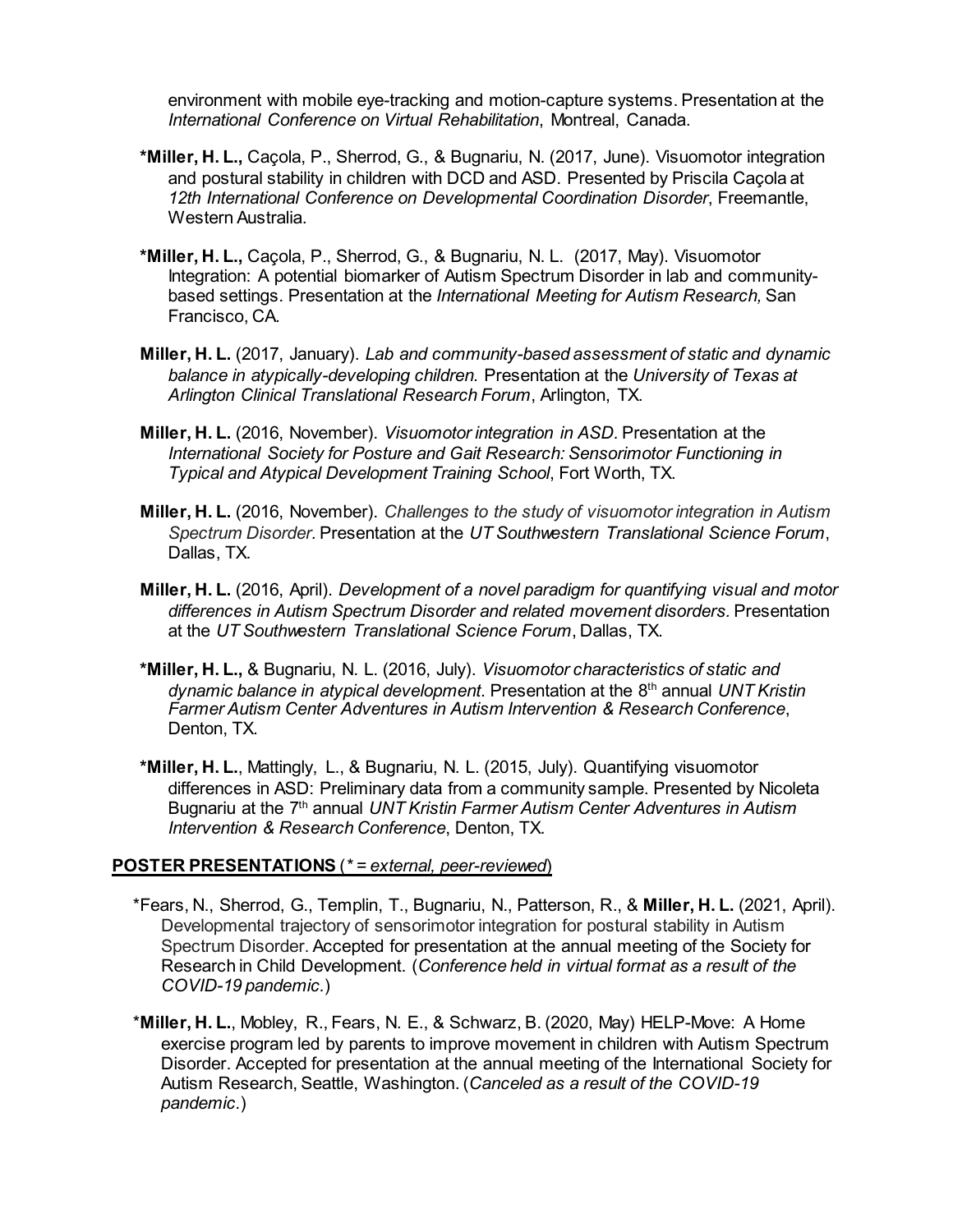environment with mobile eye-tracking and motion-capture systems. Presentation at the *International Conference on Virtual Rehabilitation*, Montreal, Canada.

**\*Miller, H. L.,** Caçola, P., Sherrod, G., & Bugnariu, N. (2017, June). Visuomotor integration and postural stability in children with DCD and ASD. Presented by Priscila Caçola at *12th International Conference on Developmental Coordination Disorder*, Freemantle, Western Australia.

**\*Miller, H. L.,** Caçola, P., Sherrod, G., & Bugnariu, N. L. (2017, May). Visuomotor Integration: A potential biomarker of Autism Spectrum Disorder in lab and community-based settings. Presentation at the *International Meeting for Autism Research,* San Francisco, CA.

**Miller, H. L.** (2017, January). *Lab and community-based assessment of static and dynamic balance in atypically-developing children.* Presentation at the *University of Texas at Arlington Clinical Translational Research Forum*, Arlington, TX.

**Miller, H. L.** (2016, November). *Visuomotor integration in ASD.* Presentation at the *International Society for Posture and Gait Research: Sensorimotor Functioning in Typical and Atypical Development Training School*, Fort Worth, TX.

**Miller, H. L.** (2016, November). *Challenges to the study of visuomotor integration in Autism Spectrum Disorder.* Presentation at the *UT Southwestern Translational Science Forum*, Dallas, TX.

**Miller, H. L.** (2016, April). *Development of a novel paradigm for quantifying visual and motor differences in Autism Spectrum Disorder and related movement disorders.* Presentation at the *UT Southwestern Translational Science Forum*, Dallas, TX.

**\*Miller, H. L.,** & Bugnariu, N. L. (2016, July). *Visuomotor characteristics of static and dynamic balance in atypical development.* Presentation at the 8th annual *UNT Kristin Farmer Autism Center Adventures in Autism Intervention & Research Conference*, Denton, TX.

**\*Miller, H. L.**, Mattingly, L., & Bugnariu, N. L. (2015, July). Quantifying visuomotor differences in ASD: Preliminary data from a community sample. Presented by Nicoleta Bugnariu at the 7th annual *UNT Kristin Farmer Autism Center Adventures in Autism Intervention & Research Conference*, Denton, TX.

## POSTER PRESENTATIONS (*\* = external, peer-reviewed*)

\*Fears, N., Sherrod, G., Templin, T., Bugnariu, N., Patterson, R., & **Miller, H. L.** (2021, April). Developmental trajectory of sensorimotor integration for postural stability in Autism Spectrum Disorder. Accepted for presentation at the annual meeting of the Society for Research in Child Development. (*Conference held in virtual format as a result of the COVID-19 pandemic.*)

\***Miller, H. L.**, Mobley, R., Fears, N. E., & Schwarz, B. (2020, May) HELP-Move: A Home exercise program led by parents to improve movement in children with Autism Spectrum Disorder. Accepted for presentation at the annual meeting of the International Society for Autism Research, Seattle, Washington. (*Canceled as a result of the COVID-19 pandemic.*)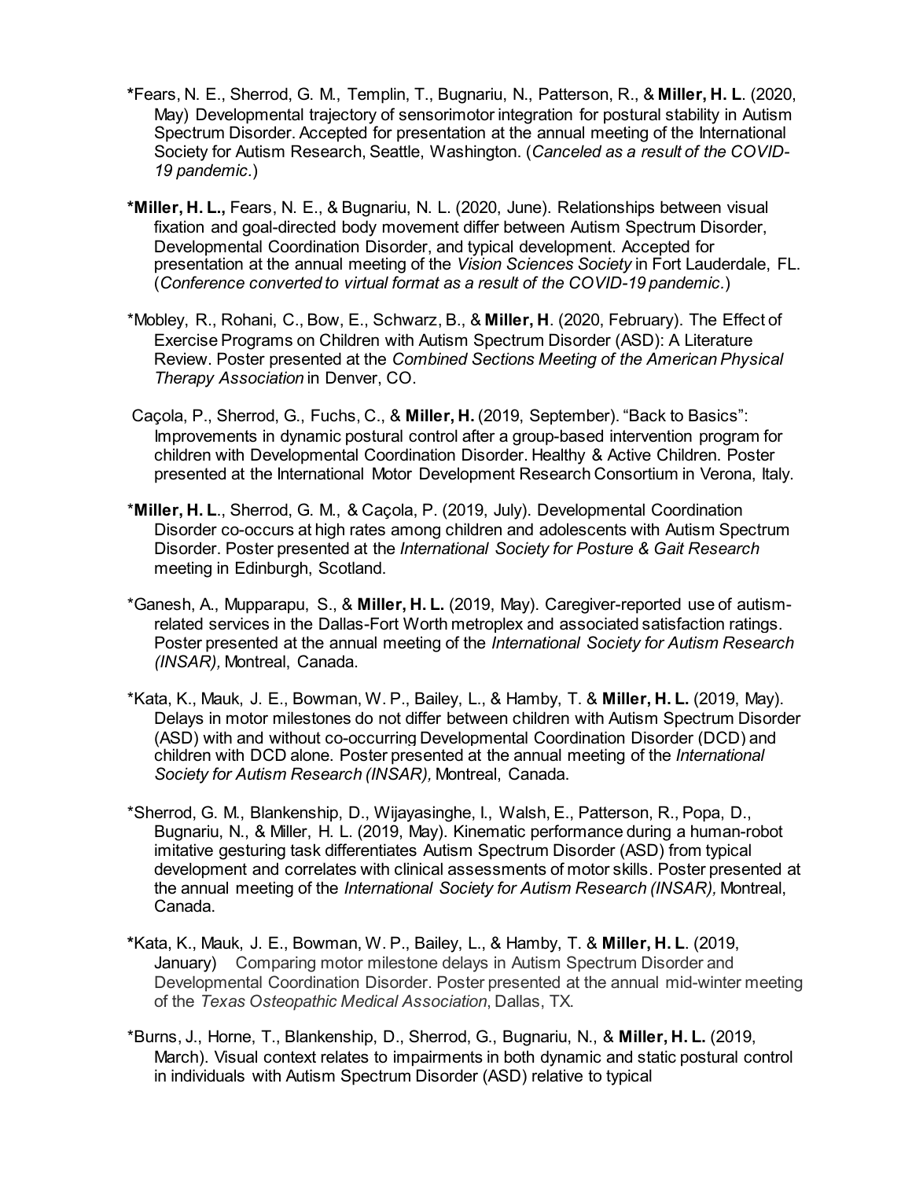**\*Fears, N. E., Sherrod, G. M., Templin, T., Bugnariu, N., Patterson, R., & **Miller, H. L**. (2020, May) Developmental trajectory of sensorimotor integration for postural stability in Autism Spectrum Disorder. Accepted for presentation at the annual meeting of the International Society for Autism Research, Seattle, Washington. (*Canceled as a result of the COVID-19 pandemic.*)

**\*Miller, H. L.,** Fears, N. E., & Bugnariu, N. L. (2020, June). Relationships between visual fixation and goal-directed body movement differ between Autism Spectrum Disorder, Developmental Coordination Disorder, and typical development. Accepted for presentation at the annual meeting of the *Vision Sciences Society* in Fort Lauderdale, FL. (*Conference converted to virtual format as a result of the COVID-19 pandemic.*)

\*Mobley, R., Rohani, C., Bow, E., Schwarz, B., & **Miller, H**. (2020, February). The Effect of Exercise Programs on Children with Autism Spectrum Disorder (ASD): A Literature Review. Poster presented at the *Combined Sections Meeting of the American Physical Therapy Association* in Denver, CO.

Caçola, P., Sherrod, G., Fuchs, C., & **Miller, H.** (2019, September). "Back to Basics": Improvements in dynamic postural control after a group-based intervention program for children with Developmental Coordination Disorder. Healthy & Active Children. Poster presented at the International Motor Development Research Consortium in Verona, Italy.

\***Miller, H. L**., Sherrod, G. M., & Caçola, P. (2019, July). Developmental Coordination Disorder co-occurs at high rates among children and adolescents with Autism Spectrum Disorder. Poster presented at the *International Society for Posture & Gait Research* meeting in Edinburgh, Scotland.

\*Ganesh, A., Mupparapu, S., & **Miller, H. L.** (2019, May). Caregiver-reported use of autism-related services in the Dallas-Fort Worth metroplex and associated satisfaction ratings. Poster presented at the annual meeting of the *International Society for Autism Research (INSAR),* Montreal, Canada.

\*Kata, K., Mauk, J. E., Bowman, W. P., Bailey, L., & Hamby, T. & **Miller, H. L.** (2019, May). Delays in motor milestones do not differ between children with Autism Spectrum Disorder (ASD) with and without co-occurring Developmental Coordination Disorder (DCD) and children with DCD alone. Poster presented at the annual meeting of the *International Society for Autism Research (INSAR),* Montreal, Canada.

\*Sherrod, G. M., Blankenship, D., Wijayasinghe, I., Walsh, E., Patterson, R., Popa, D., Bugnariu, N., & Miller, H. L. (2019, May). Kinematic performance during a human-robot imitative gesturing task differentiates Autism Spectrum Disorder (ASD) from typical development and correlates with clinical assessments of motor skills. Poster presented at the annual meeting of the *International Society for Autism Research (INSAR),* Montreal, Canada.

**\***Kata, K., Mauk, J. E., Bowman, W. P., Bailey, L., & Hamby, T. & **Miller, H. L**. (2019, January) Comparing motor milestone delays in Autism Spectrum Disorder and Developmental Coordination Disorder. Poster presented at the annual mid-winter meeting of the *Texas Osteopathic Medical Association*, Dallas, TX.

\*Burns, J., Horne, T., Blankenship, D., Sherrod, G., Bugnariu, N., & **Miller, H. L.** (2019, March). Visual context relates to impairments in both dynamic and static postural control in individuals with Autism Spectrum Disorder (ASD) relative to typical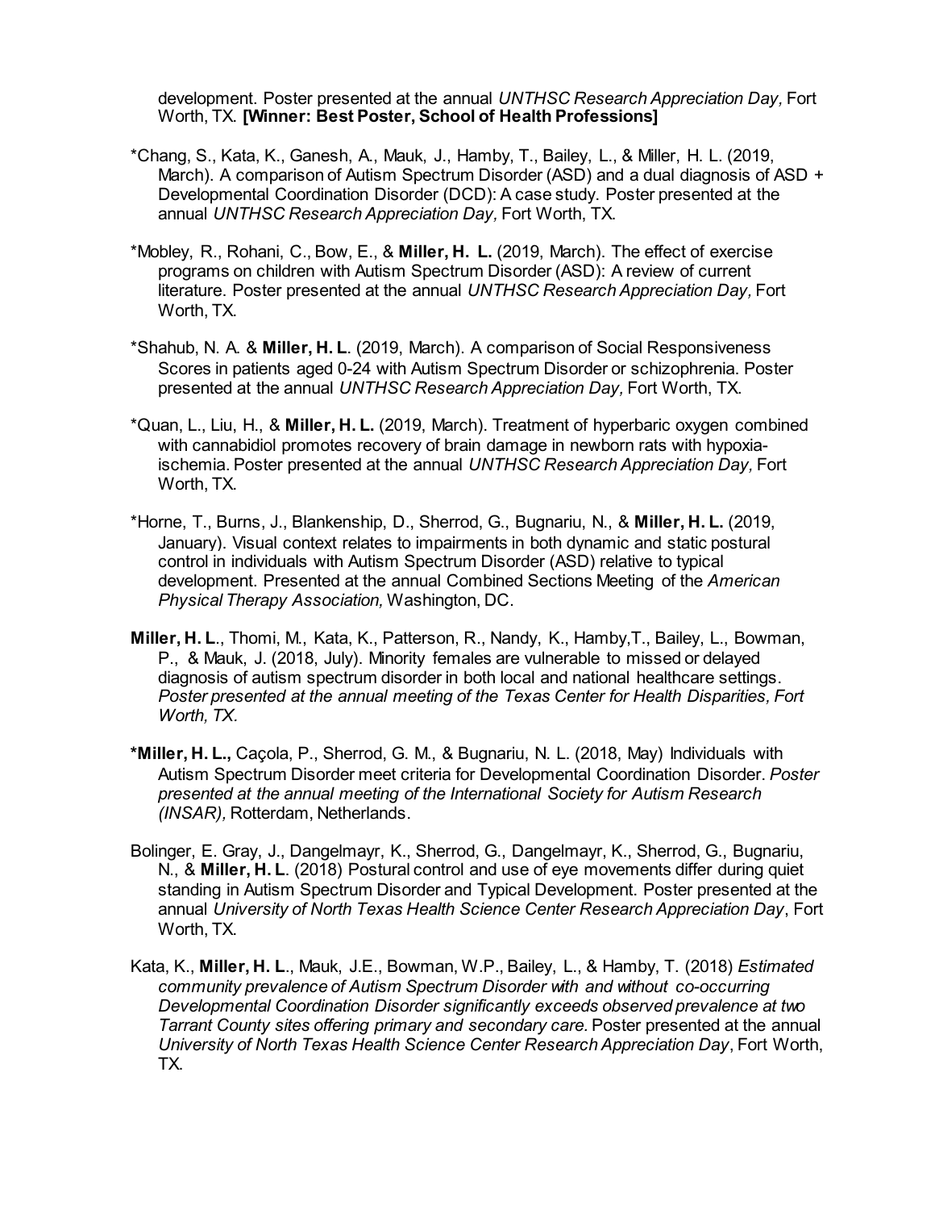development. Poster presented at the annual *UNTHSC Research Appreciation Day,* Fort Worth, TX. **[Winner: Best Poster, School of Health Professions]**

*Chang, S., Kata, K., Ganesh, A., Mauk, J., Hamby, T., Bailey, L., & Miller, H. L. (2019, March). A comparison of Autism Spectrum Disorder (ASD) and a dual diagnosis of ASD + Developmental Coordination Disorder (DCD): A case study. Poster presented at the annual *UNTHSC Research Appreciation Day,* Fort Worth, TX.

*Mobley, R., Rohani, C., Bow, E., & **Miller, H. L.** (2019, March). The effect of exercise programs on children with Autism Spectrum Disorder (ASD): A review of current literature. Poster presented at the annual *UNTHSC Research Appreciation Day,* Fort Worth, TX.

*Shahub, N. A. & **Miller, H. L**. (2019, March). A comparison of Social Responsiveness Scores in patients aged 0-24 with Autism Spectrum Disorder or schizophrenia. Poster presented at the annual *UNTHSC Research Appreciation Day,* Fort Worth, TX.

*Quan, L., Liu, H., & **Miller, H. L.** (2019, March). Treatment of hyperbaric oxygen combined with cannabidiol promotes recovery of brain damage in newborn rats with hypoxia-ischemia. Poster presented at the annual *UNTHSC Research Appreciation Day,* Fort Worth, TX.

*Horne, T., Burns, J., Blankenship, D., Sherrod, G., Bugnariu, N., & **Miller, H. L.** (2019, January). Visual context relates to impairments in both dynamic and static postural control in individuals with Autism Spectrum Disorder (ASD) relative to typical development. Presented at the annual Combined Sections Meeting of the *American Physical Therapy Association,* Washington, DC.

**Miller, H. L**., Thomi, M., Kata, K., Patterson, R., Nandy, K., Hamby,T., Bailey, L., Bowman, P., & Mauk, J. (2018, July). Minority females are vulnerable to missed or delayed diagnosis of autism spectrum disorder in both local and national healthcare settings. *Poster presented at the annual meeting of the Texas Center for Health Disparities, Fort Worth, TX.*

***Miller, H. L.,** Caçola, P., Sherrod, G. M., & Bugnariu, N. L. (2018, May) Individuals with Autism Spectrum Disorder meet criteria for Developmental Coordination Disorder. *Poster presented at the annual meeting of the International Society for Autism Research (INSAR),* Rotterdam, Netherlands.

Bolinger, E. Gray, J., Dangelmayr, K., Sherrod, G., Dangelmayr, K., Sherrod, G., Bugnariu, N., & **Miller, H. L**. (2018) Postural control and use of eye movements differ during quiet standing in Autism Spectrum Disorder and Typical Development. Poster presented at the annual *University of North Texas Health Science Center Research Appreciation Day*, Fort Worth, TX.

Kata, K., **Miller, H. L**., Mauk, J.E., Bowman, W.P., Bailey, L., & Hamby, T. (2018) *Estimated community prevalence of Autism Spectrum Disorder with and without co-occurring Developmental Coordination Disorder significantly exceeds observed prevalence at two Tarrant County sites offering primary and secondary care.* Poster presented at the annual *University of North Texas Health Science Center Research Appreciation Day*, Fort Worth, TX.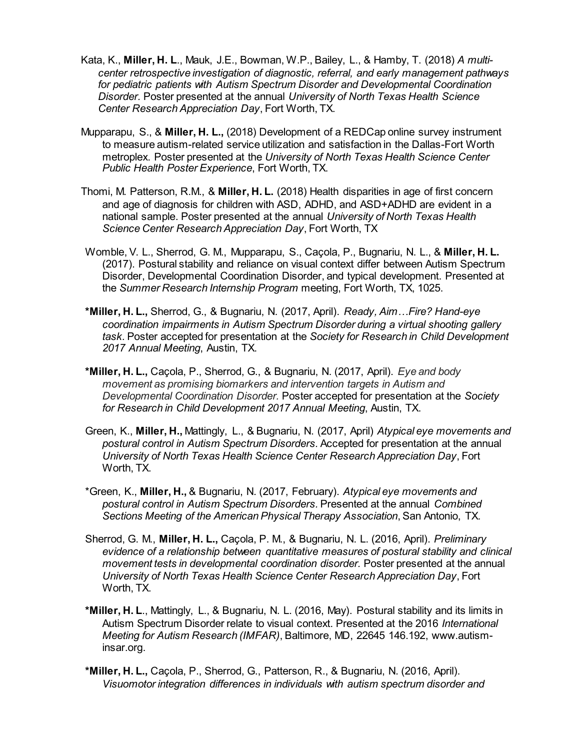Kata, K., **Miller, H. L**., Mauk, J.E., Bowman, W.P., Bailey, L., & Hamby, T. (2018) *A multi-center retrospective investigation of diagnostic, referral, and early management pathways for pediatric patients with Autism Spectrum Disorder and Developmental Coordination Disorder*. Poster presented at the annual *University of North Texas Health Science Center Research Appreciation Day*, Fort Worth, TX.

Mupparapu, S., & **Miller, H. L.,** (2018) Development of a REDCap online survey instrument to measure autism-related service utilization and satisfaction in the Dallas-Fort Worth metroplex. Poster presented at the *University of North Texas Health Science Center Public Health Poster Experience*, Fort Worth, TX.

Thomi, M. Patterson, R.M., & **Miller, H. L.** (2018) Health disparities in age of first concern and age of diagnosis for children with ASD, ADHD, and ASD+ADHD are evident in a national sample. Poster presented at the annual *University of North Texas Health Science Center Research Appreciation Day*, Fort Worth, TX

Womble, V. L., Sherrod, G. M., Mupparapu, S., Caçola, P., Bugnariu, N. L., & **Miller, H. L.** (2017). Postural stability and reliance on visual context differ between Autism Spectrum Disorder, Developmental Coordination Disorder, and typical development. Presented at the *Summer Research Internship Program* meeting, Fort Worth, TX, 1025.

**\*Miller, H. L.,** Sherrod, G., & Bugnariu, N. (2017, April). *Ready, Aim…Fire? Hand-eye coordination impairments in Autism Spectrum Disorder during a virtual shooting gallery task*. Poster accepted for presentation at the *Society for Research in Child Development 2017 Annual Meeting*, Austin, TX.

**\*Miller, H. L.,** Caçola, P., Sherrod, G., & Bugnariu, N. (2017, April). *Eye and body movement as promising biomarkers and intervention targets in Autism and Developmental Coordination Disorder*. Poster accepted for presentation at the *Society for Research in Child Development 2017 Annual Meeting*, Austin, TX.

Green, K., **Miller, H.,** Mattingly, L., & Bugnariu, N. (2017, April) *Atypical eye movements and postural control in Autism Spectrum Disorders*. Accepted for presentation at the annual *University of North Texas Health Science Center Research Appreciation Day*, Fort Worth, TX.

\*Green, K., **Miller, H.,** & Bugnariu, N. (2017, February). *Atypical eye movements and postural control in Autism Spectrum Disorders*. Presented at the annual *Combined Sections Meeting of the American Physical Therapy Association*, San Antonio, TX.

Sherrod, G. M., **Miller, H. L.,** Caçola, P. M., & Bugnariu, N. L. (2016, April). *Preliminary evidence of a relationship between quantitative measures of postural stability and clinical movement tests in developmental coordination disorder.* Poster presented at the annual *University of North Texas Health Science Center Research Appreciation Day*, Fort Worth, TX.

**\*Miller, H. L**., Mattingly, L., & Bugnariu, N. L. (2016, May). Postural stability and its limits in Autism Spectrum Disorder relate to visual context. Presented at the 2016 *International Meeting for Autism Research (IMFAR)*, Baltimore, MD, 22645 146.192, www.autism-insar.org.

**\*Miller, H. L.,** Caçola, P., Sherrod, G., Patterson, R., & Bugnariu, N. (2016, April). *Visuomotor integration differences in individuals with autism spectrum disorder and*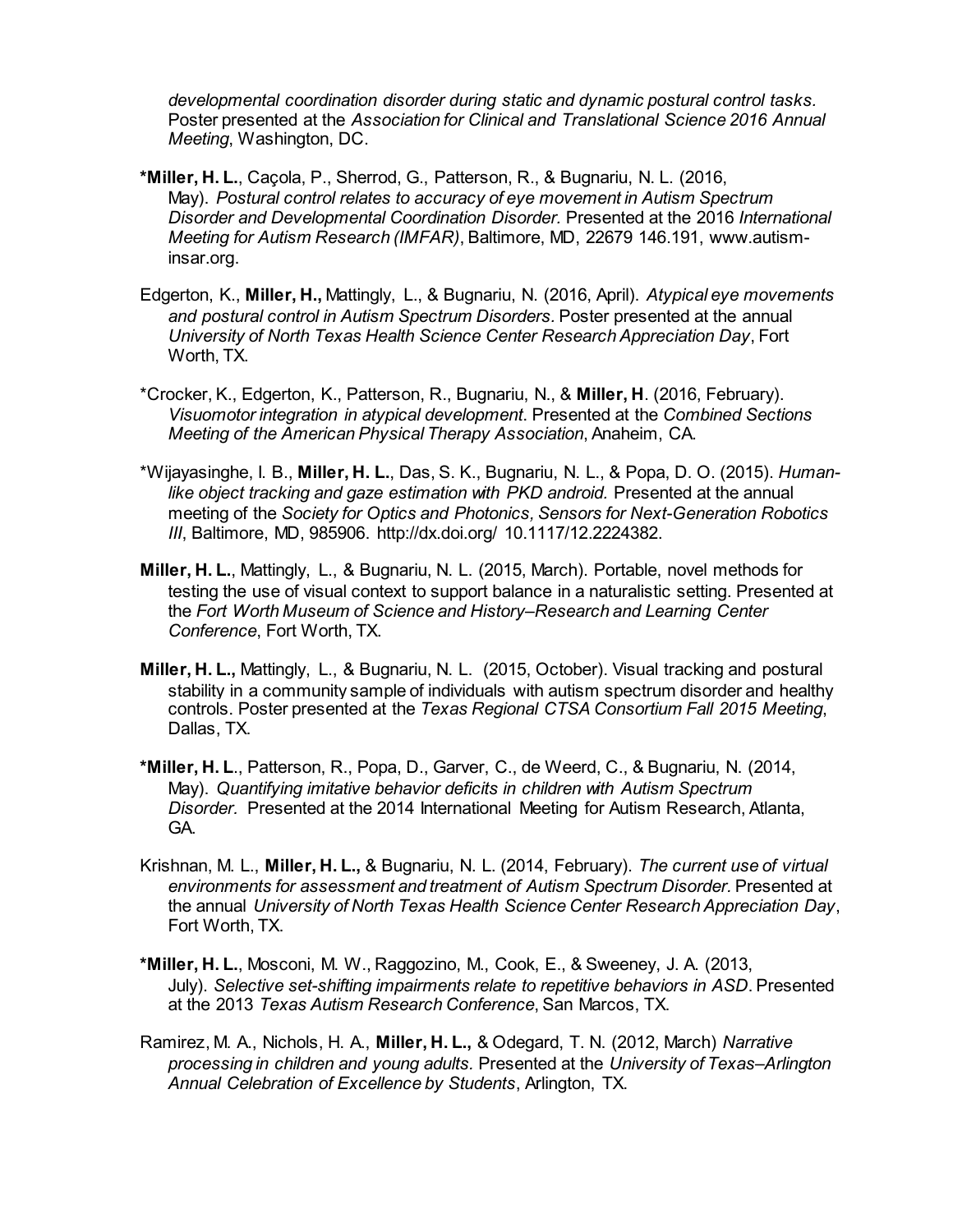*developmental coordination disorder during static and dynamic postural control tasks.* Poster presented at the *Association for Clinical and Translational Science 2016 Annual Meeting*, Washington, DC.

***Miller, H. L.**, Caçola, P., Sherrod, G., Patterson, R., & Bugnariu, N. L. (2016, May). *Postural control relates to accuracy of eye movement in Autism Spectrum Disorder and Developmental Coordination Disorder.* Presented at the 2016 *International Meeting for Autism Research (IMFAR)*, Baltimore, MD, 22679 146.191, www.autism-insar.org.

Edgerton, K., **Miller, H.,** Mattingly, L., & Bugnariu, N. (2016, April). *Atypical eye movements and postural control in Autism Spectrum Disorders*. Poster presented at the annual *University of North Texas Health Science Center Research Appreciation Day*, Fort Worth, TX.

*Crocker, K., Edgerton, K., Patterson, R., Bugnariu, N., & **Miller, H**. (2016, February). *Visuomotor integration in atypical development*. Presented at the *Combined Sections Meeting of the American Physical Therapy Association*, Anaheim, CA.

*Wijayasinghe, I. B., **Miller, H. L.**, Das, S. K., Bugnariu, N. L., & Popa, D. O. (2015). *Human-like object tracking and gaze estimation with PKD android.* Presented at the annual meeting of the *Society for Optics and Photonics, Sensors for Next-Generation Robotics III*, Baltimore, MD, 985906. http://dx.doi.org/ 10.1117/12.2224382.

**Miller, H. L.**, Mattingly, L., & Bugnariu, N. L. (2015, March). Portable, novel methods for testing the use of visual context to support balance in a naturalistic setting. Presented at the *Fort Worth Museum of Science and History–Research and Learning Center Conference*, Fort Worth, TX.

**Miller, H. L.,** Mattingly, L., & Bugnariu, N. L. (2015, October). Visual tracking and postural stability in a community sample of individuals with autism spectrum disorder and healthy controls. Poster presented at the *Texas Regional CTSA Consortium Fall 2015 Meeting*, Dallas, TX.

***Miller, H. L**., Patterson, R., Popa, D., Garver, C., de Weerd, C., & Bugnariu, N. (2014, May). *Quantifying imitative behavior deficits in children with Autism Spectrum Disorder.* Presented at the 2014 International Meeting for Autism Research, Atlanta, GA.

Krishnan, M. L., **Miller, H. L.,** & Bugnariu, N. L. (2014, February). *The current use of virtual environments for assessment and treatment of Autism Spectrum Disorder*. Presented at the annual *University of North Texas Health Science Center Research Appreciation Day*, Fort Worth, TX.

***Miller, H. L.**, Mosconi, M. W., Raggozino, M., Cook, E., & Sweeney, J. A. (2013, July). *Selective set-shifting impairments relate to repetitive behaviors in ASD*. Presented at the 2013 *Texas Autism Research Conference*, San Marcos, TX.

Ramirez, M. A., Nichols, H. A., **Miller, H. L.,** & Odegard, T. N. (2012, March) *Narrative processing in children and young adults.* Presented at the *University of Texas–Arlington Annual Celebration of Excellence by Students*, Arlington, TX.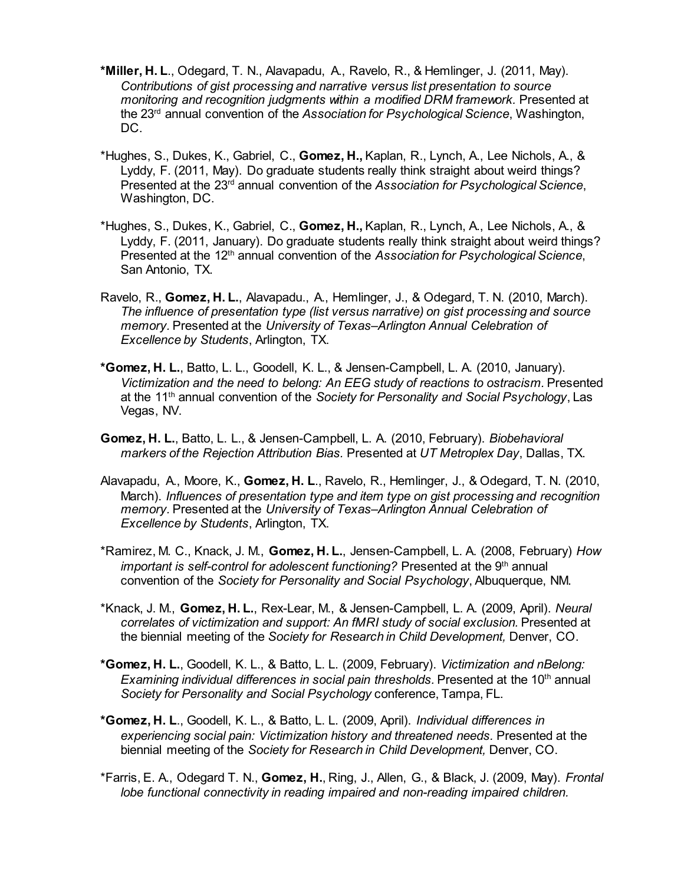*__Miller, H. L__., Odegard, T. N., Alavapadu, A., Ravelo, R., & Hemlinger, J. (2011, May). *Contributions of gist processing and narrative versus list presentation to source monitoring and recognition judgments within a modified DRM framework.* Presented at the 23rd annual convention of the *Association for Psychological Science*, Washington, DC.

*Hughes, S., Dukes, K., Gabriel, C., **Gomez, H.,** Kaplan, R., Lynch, A., Lee Nichols, A., & Lyddy, F. (2011, May). Do graduate students really think straight about weird things? Presented at the 23rd annual convention of the *Association for Psychological Science*, Washington, DC.

*Hughes, S., Dukes, K., Gabriel, C., **Gomez, H.,** Kaplan, R., Lynch, A., Lee Nichols, A., & Lyddy, F. (2011, January). Do graduate students really think straight about weird things? Presented at the 12th annual convention of the *Association for Psychological Science*, San Antonio, TX.

Ravelo, R., **Gomez, H. L.**, Alavapadu., A., Hemlinger, J., & Odegard, T. N. (2010, March). *The influence of presentation type (list versus narrative) on gist processing and source memory.* Presented at the *University of Texas–Arlington Annual Celebration of Excellence by Students*, Arlington, TX.

*__Gomez, H. L.__, Batto, L. L., Goodell, K. L., & Jensen-Campbell, L. A. (2010, January). *Victimization and the need to belong: An EEG study of reactions to ostracism.* Presented at the 11th annual convention of the *Society for Personality and Social Psychology*, Las Vegas, NV.

**Gomez, H. L.**, Batto, L. L., & Jensen-Campbell, L. A. (2010, February). *Biobehavioral markers of the Rejection Attribution Bias.* Presented at *UT Metroplex Day*, Dallas, TX.

Alavapadu, A., Moore, K., **Gomez, H. L**., Ravelo, R., Hemlinger, J., & Odegard, T. N. (2010, March). *Influences of presentation type and item type on gist processing and recognition memory*. Presented at the *University of Texas–Arlington Annual Celebration of Excellence by Students*, Arlington, TX.

*Ramirez, M. C., Knack, J. M., **Gomez, H. L.**, Jensen-Campbell, L. A. (2008, February) *How important is self-control for adolescent functioning?* Presented at the 9th annual convention of the *Society for Personality and Social Psychology*, Albuquerque, NM.

*Knack, J. M., **Gomez, H. L.**, Rex-Lear, M., & Jensen-Campbell, L. A. (2009, April). *Neural correlates of victimization and support: An fMRI study of social exclusion.* Presented at the biennial meeting of the *Society for Research in Child Development,* Denver, CO.

*__Gomez, H. L.__, Goodell, K. L., & Batto, L. L. (2009, February). *Victimization and nBelong: Examining individual differences in social pain thresholds.* Presented at the 10th annual *Society for Personality and Social Psychology* conference, Tampa, FL.

*__Gomez, H. L__., Goodell, K. L., & Batto, L. L. (2009, April). *Individual differences in experiencing social pain: Victimization history and threatened needs.* Presented at the biennial meeting of the *Society for Research in Child Development,* Denver, CO.

*Farris, E. A., Odegard T. N., **Gomez, H.**, Ring, J., Allen, G., & Black, J. (2009, May). *Frontal lobe functional connectivity in reading impaired and non-reading impaired children.*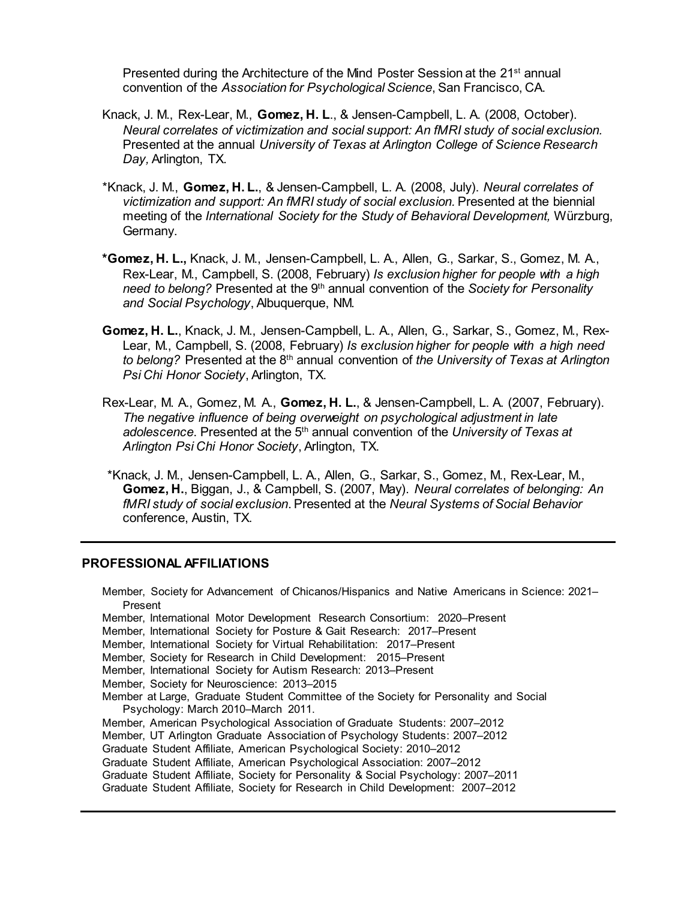Presented during the Architecture of the Mind Poster Session at the 21st annual convention of the *Association for Psychological Science*, San Francisco, CA.

Knack, J. M., Rex-Lear, M., **Gomez, H. L**., & Jensen-Campbell, L. A. (2008, October). *Neural correlates of victimization and social support: An fMRI study of social exclusion.* Presented at the annual *University of Texas at Arlington College of Science Research Day,* Arlington, TX.

*Knack, J. M., **Gomez, H. L.**, & Jensen-Campbell, L. A. (2008, July). *Neural correlates of victimization and support: An fMRI study of social exclusion.* Presented at the biennial meeting of the *International Society for the Study of Behavioral Development,* Würzburg, Germany.

***Gomez, H. L.,** Knack, J. M., Jensen-Campbell, L. A., Allen, G., Sarkar, S., Gomez, M. A., Rex-Lear, M., Campbell, S. (2008, February) *Is exclusion higher for people with a high need to belong?* Presented at the 9th annual convention of the *Society for Personality and Social Psychology*, Albuquerque, NM.

**Gomez, H. L.**, Knack, J. M., Jensen-Campbell, L. A., Allen, G., Sarkar, S., Gomez, M., Rex-Lear, M., Campbell, S. (2008, February) *Is exclusion higher for people with a high need to belong?* Presented at the 8th annual convention of *the University of Texas at Arlington Psi Chi Honor Society*, Arlington, TX.

Rex-Lear, M. A., Gomez, M. A., **Gomez, H. L.**, & Jensen-Campbell, L. A. (2007, February). *The negative influence of being overweight on psychological adjustment in late adolescence*. Presented at the 5th annual convention of the *University of Texas at Arlington Psi Chi Honor Society*, Arlington, TX.

*Knack, J. M., Jensen-Campbell, L. A., Allen, G., Sarkar, S., Gomez, M., Rex-Lear, M., **Gomez, H.**, Biggan, J., & Campbell, S. (2007, May). *Neural correlates of belonging: An fMRI study of social exclusion*. Presented at the *Neural Systems of Social Behavior* conference, Austin, TX.

## PROFESSIONAL AFFILIATIONS

Member, Society for Advancement of Chicanos/Hispanics and Native Americans in Science: 2021–Present
Member, International Motor Development Research Consortium: 2020–Present
Member, International Society for Posture & Gait Research: 2017–Present
Member, International Society for Virtual Rehabilitation: 2017–Present
Member, Society for Research in Child Development: 2015–Present
Member, International Society for Autism Research: 2013–Present
Member, Society for Neuroscience: 2013–2015
Member at Large, Graduate Student Committee of the Society for Personality and Social Psychology: March 2010–March 2011.
Member, American Psychological Association of Graduate Students: 2007–2012
Member, UT Arlington Graduate Association of Psychology Students: 2007–2012
Graduate Student Affiliate, American Psychological Society: 2010–2012
Graduate Student Affiliate, American Psychological Association: 2007–2012
Graduate Student Affiliate, Society for Personality & Social Psychology: 2007–2011
Graduate Student Affiliate, Society for Research in Child Development: 2007–2012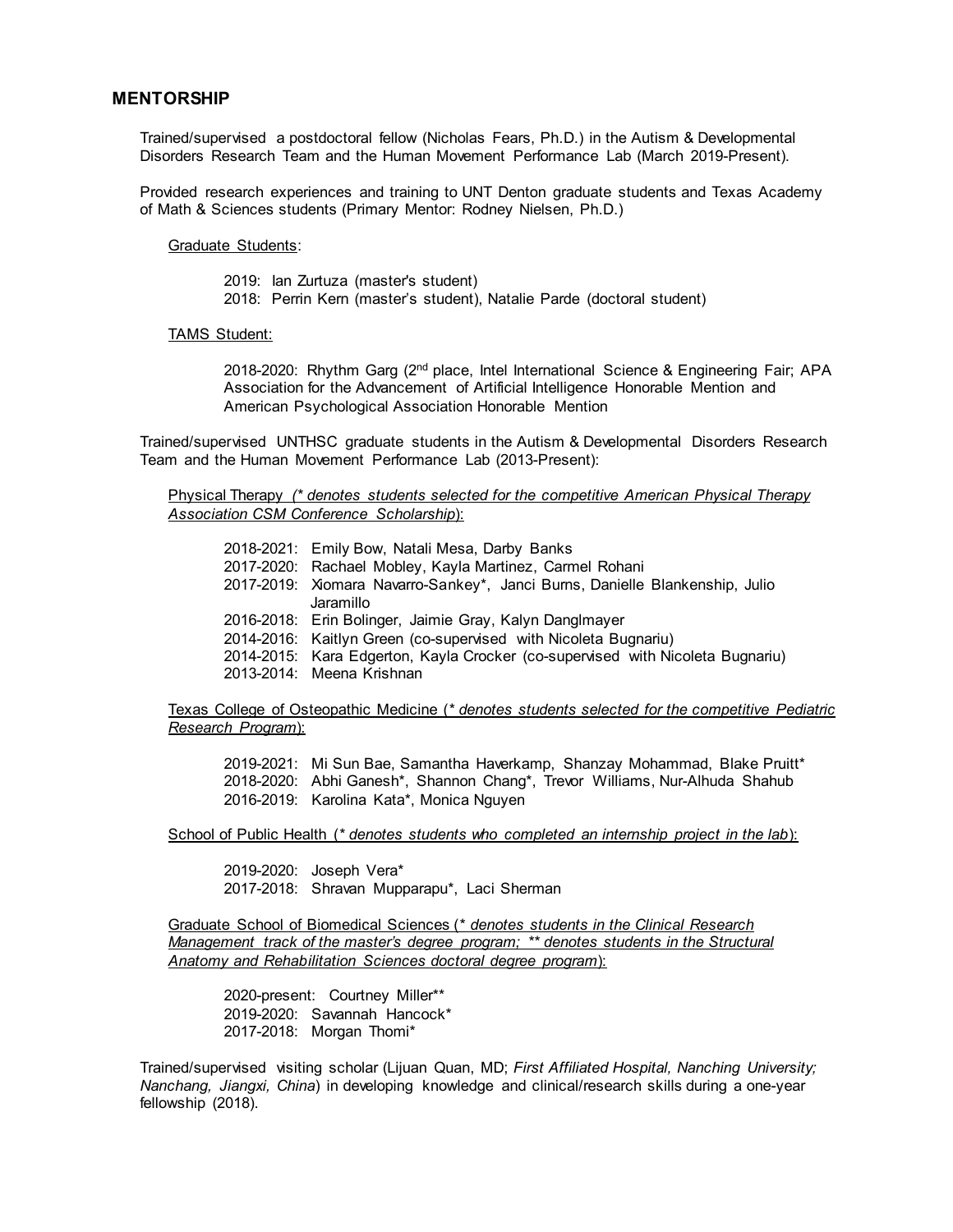## MENTORSHIP

Trained/supervised a postdoctoral fellow (Nicholas Fears, Ph.D.) in the Autism & Developmental Disorders Research Team and the Human Movement Performance Lab (March 2019-Present).

Provided research experiences and training to UNT Denton graduate students and Texas Academy of Math & Sciences students (Primary Mentor: Rodney Nielsen, Ph.D.)

Graduate Students:

2019: Ian Zurtuza (master's student)
2018: Perrin Kern (master's student), Natalie Parde (doctoral student)

TAMS Student:

2018-2020: Rhythm Garg (2nd place, Intel International Science & Engineering Fair; APA Association for the Advancement of Artificial Intelligence Honorable Mention and American Psychological Association Honorable Mention

Trained/supervised UNTHSC graduate students in the Autism & Developmental Disorders Research Team and the Human Movement Performance Lab (2013-Present):

Physical Therapy *(* denotes students selected for the competitive American Physical Therapy Association CSM Conference Scholarship)*:

2018-2021: Emily Bow, Natali Mesa, Darby Banks
2017-2020: Rachael Mobley, Kayla Martinez, Carmel Rohani
2017-2019: Xiomara Navarro-Sankey*, Janci Burns, Danielle Blankenship, Julio Jaramillo
2016-2018: Erin Bolinger, Jaimie Gray, Kalyn Danglmayer
2014-2016: Kaitlyn Green (co-supervised with Nicoleta Bugnariu)
2014-2015: Kara Edgerton, Kayla Crocker (co-supervised with Nicoleta Bugnariu)
2013-2014: Meena Krishnan

Texas College of Osteopathic Medicine (*\* denotes students selected for the competitive Pediatric Research Program*):

2019-2021: Mi Sun Bae, Samantha Haverkamp, Shanzay Mohammad, Blake Pruitt*
2018-2020: Abhi Ganesh*, Shannon Chang*, Trevor Williams, Nur-Alhuda Shahub
2016-2019: Karolina Kata*, Monica Nguyen

School of Public Health (*\* denotes students who completed an internship project in the lab*):

2019-2020: Joseph Vera*
2017-2018: Shravan Mupparapu*, Laci Sherman

Graduate School of Biomedical Sciences (*\* denotes students in the Clinical Research Management track of the master's degree program; \*\* denotes students in the Structural Anatomy and Rehabilitation Sciences doctoral degree program*):

2020-present: Courtney Miller**
2019-2020: Savannah Hancock*
2017-2018: Morgan Thomi*

Trained/supervised visiting scholar (Lijuan Quan, MD; *First Affiliated Hospital, Nanching University; Nanchang, Jiangxi, China*) in developing knowledge and clinical/research skills during a one-year fellowship (2018).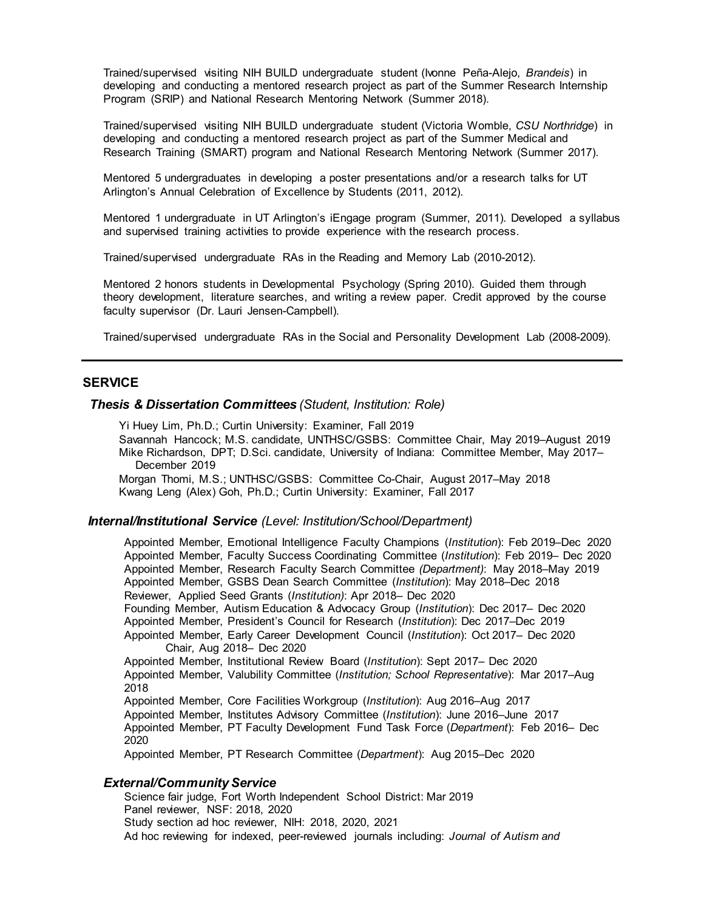Trained/supervised visiting NIH BUILD undergraduate student (Ivonne Peña-Alejo, *Brandeis*) in developing and conducting a mentored research project as part of the Summer Research Internship Program (SRIP) and National Research Mentoring Network (Summer 2018).

Trained/supervised visiting NIH BUILD undergraduate student (Victoria Womble, *CSU Northridge*) in developing and conducting a mentored research project as part of the Summer Medical and Research Training (SMART) program and National Research Mentoring Network (Summer 2017).

Mentored 5 undergraduates in developing a poster presentations and/or a research talks for UT Arlington's Annual Celebration of Excellence by Students (2011, 2012).

Mentored 1 undergraduate in UT Arlington's iEngage program (Summer, 2011). Developed a syllabus and supervised training activities to provide experience with the research process.

Trained/supervised undergraduate RAs in the Reading and Memory Lab (2010-2012).

Mentored 2 honors students in Developmental Psychology (Spring 2010). Guided them through theory development, literature searches, and writing a review paper. Credit approved by the course faculty supervisor (Dr. Lauri Jensen-Campbell).

Trained/supervised undergraduate RAs in the Social and Personality Development Lab (2008-2009).

---

## SERVICE

### *Thesis & Dissertation Committees* *(Student, Institution: Role)*

Yi Huey Lim, Ph.D.; Curtin University: Examiner, Fall 2019
Savannah Hancock; M.S. candidate, UNTHSC/GSBS: Committee Chair, May 2019–August 2019
Mike Richardson, DPT; D.Sci. candidate, University of Indiana: Committee Member, May 2017–December 2019
Morgan Thomi, M.S.; UNTHSC/GSBS: Committee Co-Chair, August 2017–May 2018
Kwang Leng (Alex) Goh, Ph.D.; Curtin University: Examiner, Fall 2017

### *Internal/Institutional Service* *(Level: Institution/School/Department)*

Appointed Member, Emotional Intelligence Faculty Champions (*Institution*): Feb 2019–Dec 2020
Appointed Member, Faculty Success Coordinating Committee (*Institution*): Feb 2019– Dec 2020
Appointed Member, Research Faculty Search Committee *(Department)*: May 2018–May 2019
Appointed Member, GSBS Dean Search Committee (*Institution*): May 2018–Dec 2018
Reviewer, Applied Seed Grants (*Institution)*: Apr 2018– Dec 2020
Founding Member, Autism Education & Advocacy Group (*Institution*): Dec 2017– Dec 2020
Appointed Member, President's Council for Research (*Institution*): Dec 2017–Dec 2019
Appointed Member, Early Career Development Council (*Institution*): Oct 2017– Dec 2020
Chair, Aug 2018– Dec 2020
Appointed Member, Institutional Review Board (*Institution*): Sept 2017– Dec 2020
Appointed Member, Valubility Committee (*Institution; School Representative*): Mar 2017–Aug 2018
Appointed Member, Core Facilities Workgroup (*Institution*): Aug 2016–Aug 2017
Appointed Member, Institutes Advisory Committee (*Institution*): June 2016–June 2017
Appointed Member, PT Faculty Development Fund Task Force (*Department*): Feb 2016– Dec 2020
Appointed Member, PT Research Committee (*Department*): Aug 2015–Dec 2020

### *External/Community Service*

Science fair judge, Fort Worth Independent School District: Mar 2019
Panel reviewer, NSF: 2018, 2020
Study section ad hoc reviewer, NIH: 2018, 2020, 2021
Ad hoc reviewing for indexed, peer-reviewed journals including: *Journal of Autism and*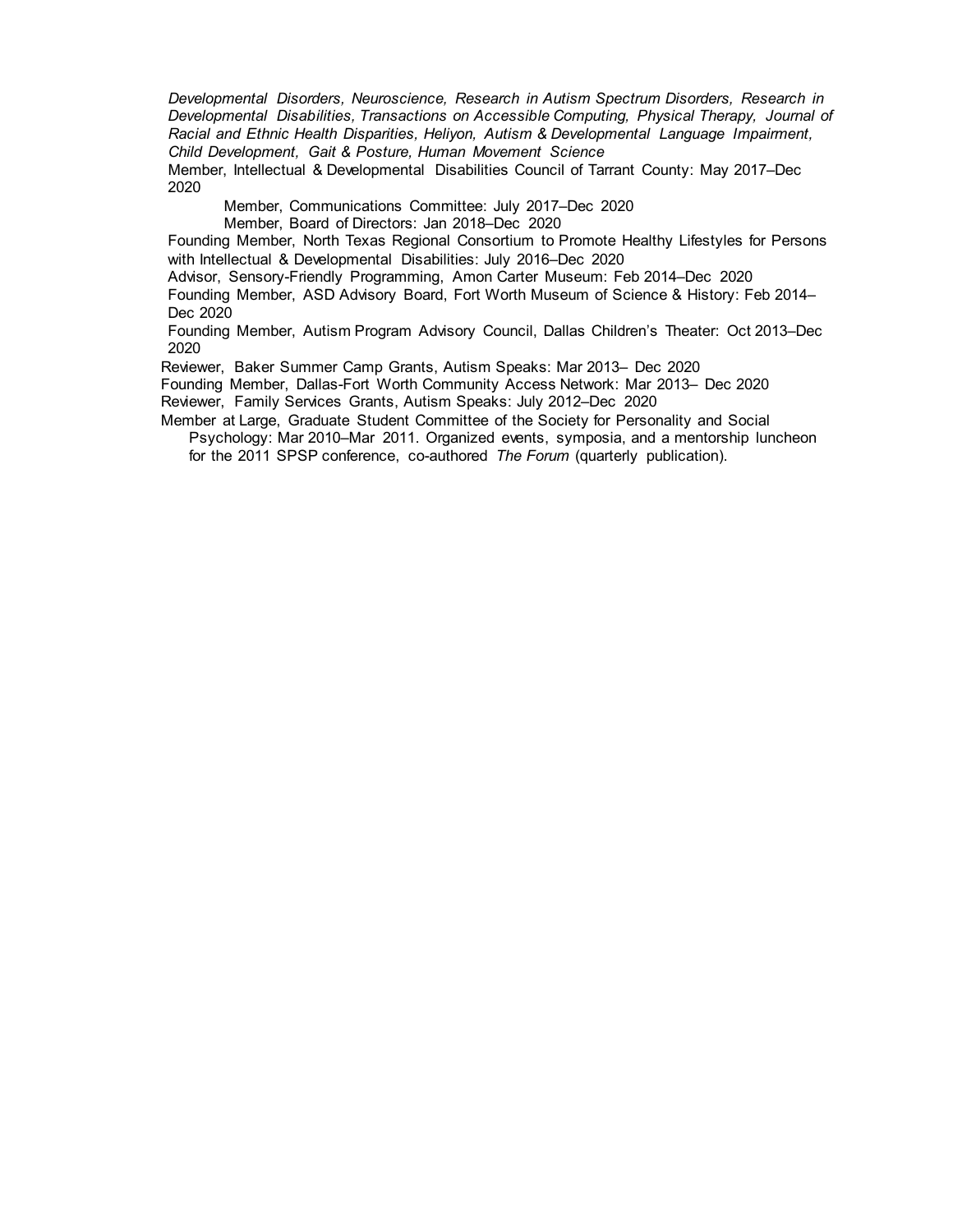*Developmental Disorders, Neuroscience, Research in Autism Spectrum Disorders, Research in Developmental Disabilities, Transactions on Accessible Computing, Physical Therapy, Journal of Racial and Ethnic Health Disparities, Heliyon, Autism & Developmental Language Impairment, Child Development, Gait & Posture, Human Movement Science*

Member, Intellectual & Developmental Disabilities Council of Tarrant County: May 2017–Dec 2020

- Member, Communications Committee: July 2017–Dec 2020
- Member, Board of Directors: Jan 2018–Dec 2020

Founding Member, North Texas Regional Consortium to Promote Healthy Lifestyles for Persons with Intellectual & Developmental Disabilities: July 2016–Dec 2020

Advisor, Sensory-Friendly Programming, Amon Carter Museum: Feb 2014–Dec 2020

Founding Member, ASD Advisory Board, Fort Worth Museum of Science & History: Feb 2014–Dec 2020

Founding Member, Autism Program Advisory Council, Dallas Children's Theater: Oct 2013–Dec 2020

Reviewer, Baker Summer Camp Grants, Autism Speaks: Mar 2013– Dec 2020

Founding Member, Dallas-Fort Worth Community Access Network: Mar 2013– Dec 2020

Reviewer, Family Services Grants, Autism Speaks: July 2012–Dec 2020

Member at Large, Graduate Student Committee of the Society for Personality and Social Psychology: Mar 2010–Mar 2011. Organized events, symposia, and a mentorship luncheon for the 2011 SPSP conference, co-authored *The Forum* (quarterly publication).